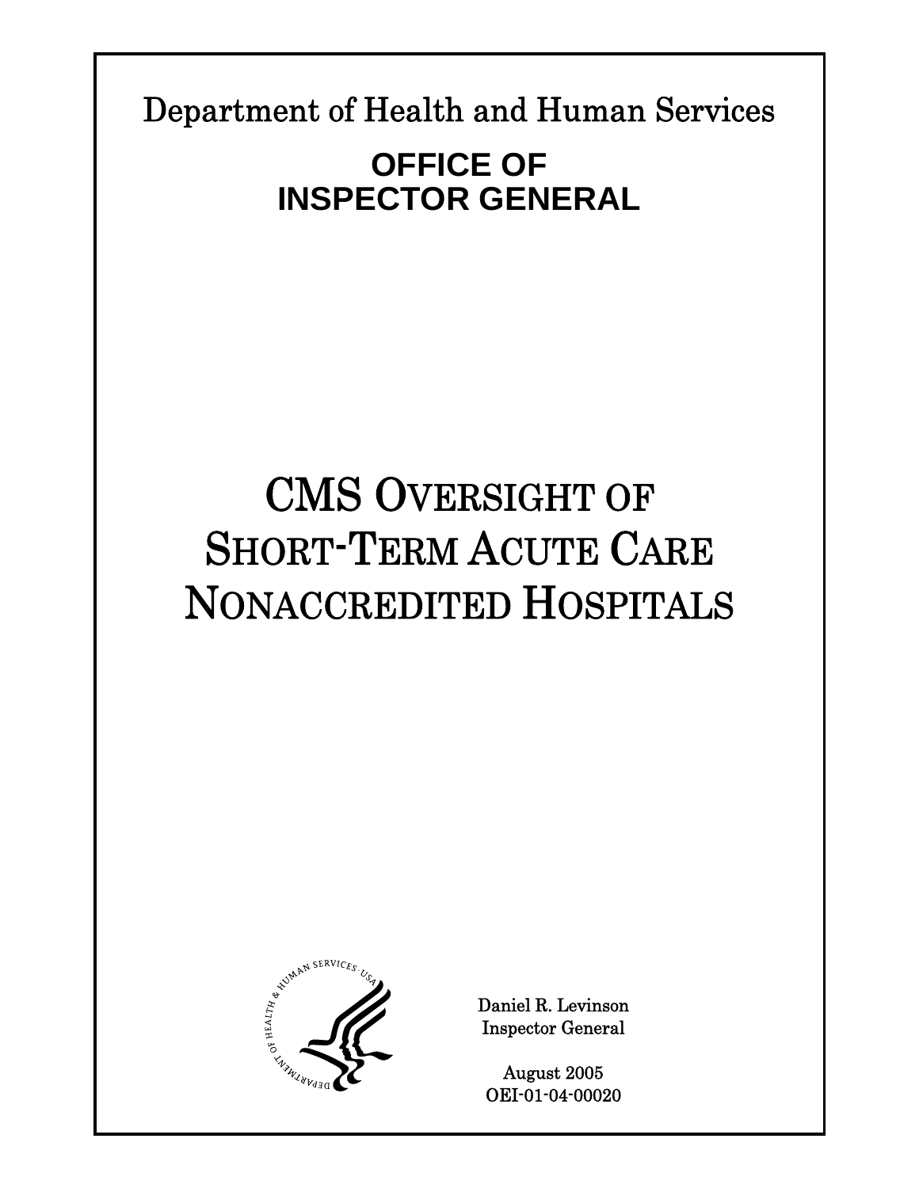Department of Health and Human Services

**OFFICE OF INSPECTOR GENERAL**

# CMS OVERSIGHT OF SHORT-TERM ACUTE CARE NONACCREDITED HOSPITALS

Daniel R. Levinson
Inspector General

August 2005
OEI-01-04-00020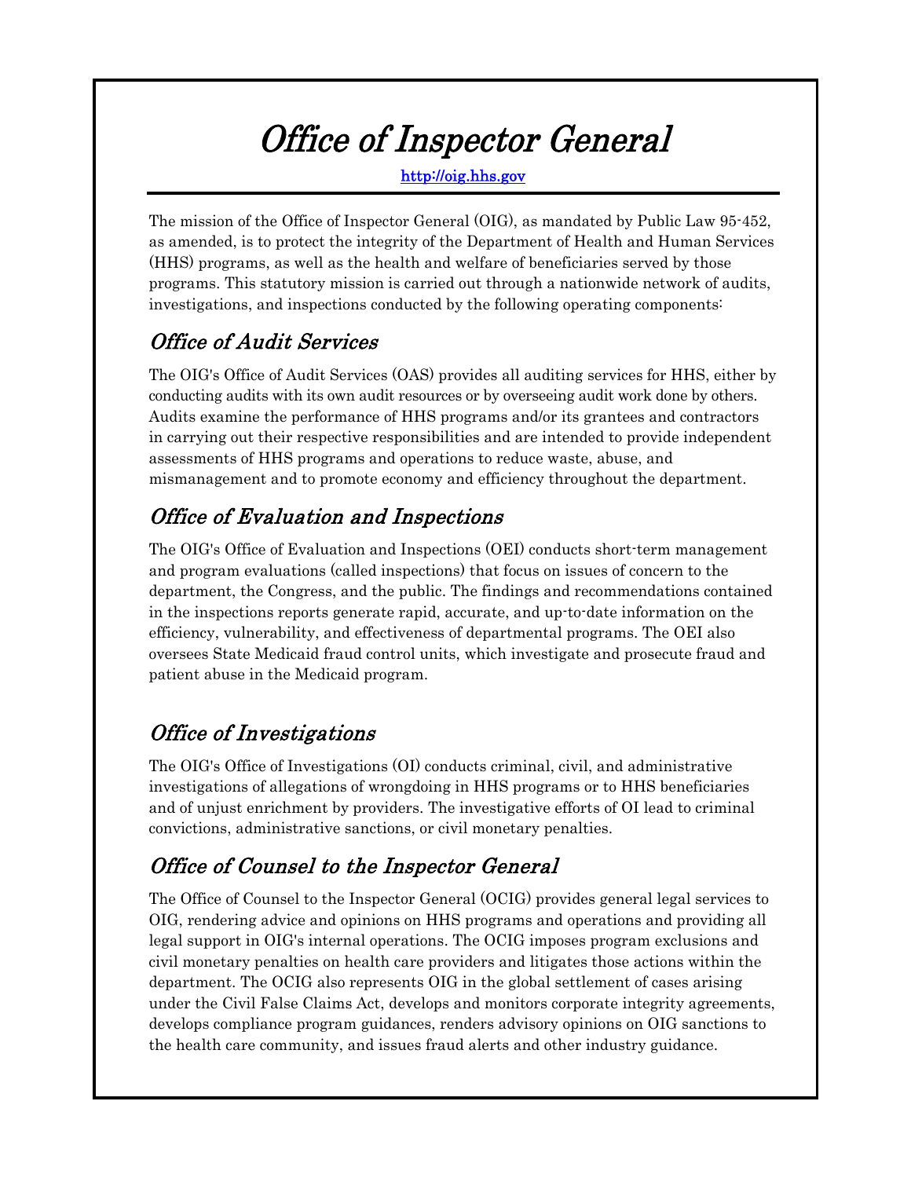# Office of Inspector General

http://oig.hhs.gov

The mission of the Office of Inspector General (OIG), as mandated by Public Law 95-452, as amended, is to protect the integrity of the Department of Health and Human Services (HHS) programs, as well as the health and welfare of beneficiaries served by those programs. This statutory mission is carried out through a nationwide network of audits, investigations, and inspections conducted by the following operating components:

## Office of Audit Services

The OIG's Office of Audit Services (OAS) provides all auditing services for HHS, either by conducting audits with its own audit resources or by overseeing audit work done by others. Audits examine the performance of HHS programs and/or its grantees and contractors in carrying out their respective responsibilities and are intended to provide independent assessments of HHS programs and operations to reduce waste, abuse, and mismanagement and to promote economy and efficiency throughout the department.

## Office of Evaluation and Inspections

The OIG's Office of Evaluation and Inspections (OEI) conducts short-term management and program evaluations (called inspections) that focus on issues of concern to the department, the Congress, and the public. The findings and recommendations contained in the inspections reports generate rapid, accurate, and up-to-date information on the efficiency, vulnerability, and effectiveness of departmental programs. The OEI also oversees State Medicaid fraud control units, which investigate and prosecute fraud and patient abuse in the Medicaid program.

## Office of Investigations

The OIG's Office of Investigations (OI) conducts criminal, civil, and administrative investigations of allegations of wrongdoing in HHS programs or to HHS beneficiaries and of unjust enrichment by providers. The investigative efforts of OI lead to criminal convictions, administrative sanctions, or civil monetary penalties.

## Office of Counsel to the Inspector General

The Office of Counsel to the Inspector General (OCIG) provides general legal services to OIG, rendering advice and opinions on HHS programs and operations and providing all legal support in OIG's internal operations. The OCIG imposes program exclusions and civil monetary penalties on health care providers and litigates those actions within the department. The OCIG also represents OIG in the global settlement of cases arising under the Civil False Claims Act, develops and monitors corporate integrity agreements, develops compliance program guidances, renders advisory opinions on OIG sanctions to the health care community, and issues fraud alerts and other industry guidance.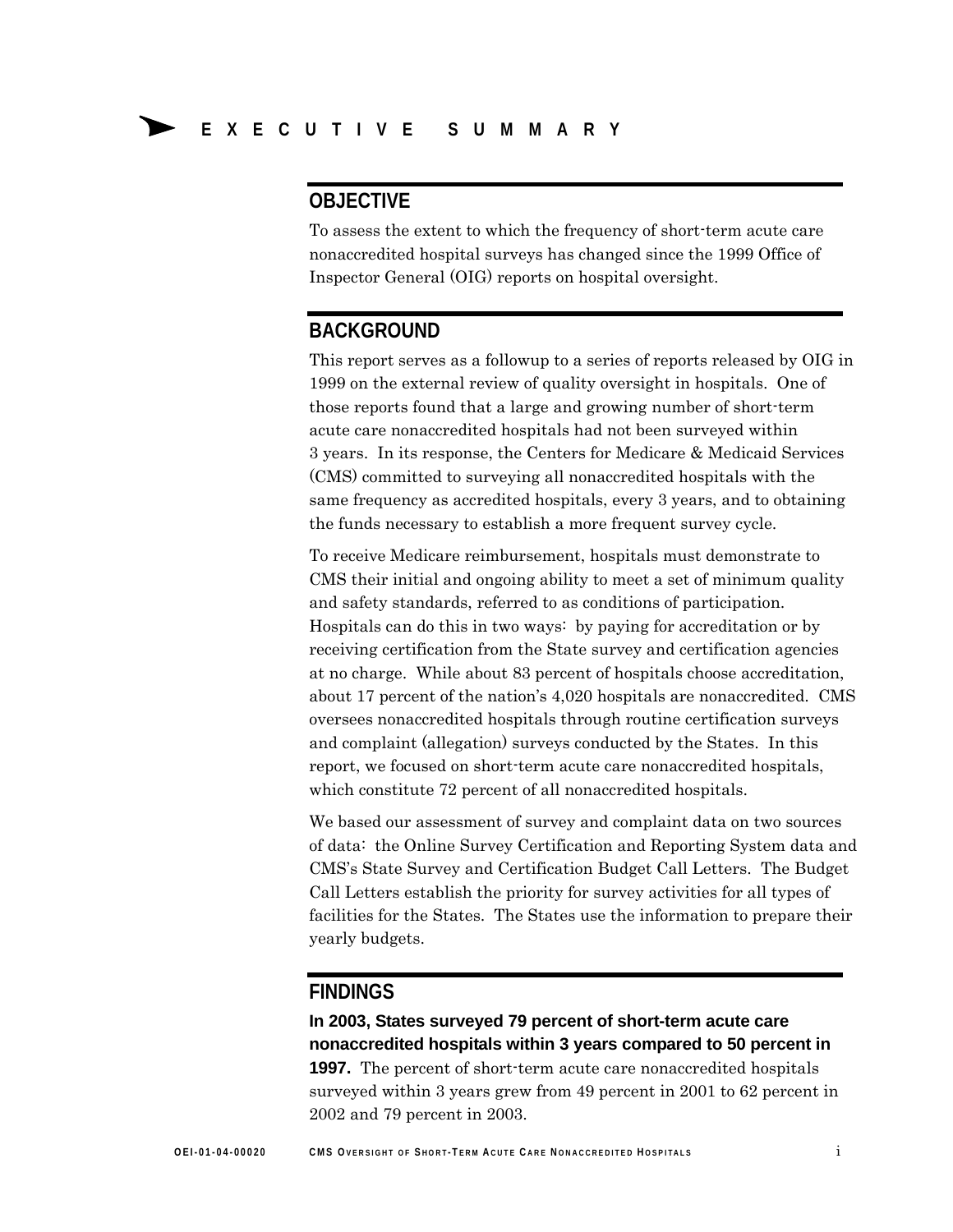# EXECUTIVE SUMMARY

## OBJECTIVE

To assess the extent to which the frequency of short-term acute care nonaccredited hospital surveys has changed since the 1999 Office of Inspector General (OIG) reports on hospital oversight.

## BACKGROUND

This report serves as a followup to a series of reports released by OIG in 1999 on the external review of quality oversight in hospitals. One of those reports found that a large and growing number of short-term acute care nonaccredited hospitals had not been surveyed within 3 years. In its response, the Centers for Medicare & Medicaid Services (CMS) committed to surveying all nonaccredited hospitals with the same frequency as accredited hospitals, every 3 years, and to obtaining the funds necessary to establish a more frequent survey cycle.

To receive Medicare reimbursement, hospitals must demonstrate to CMS their initial and ongoing ability to meet a set of minimum quality and safety standards, referred to as conditions of participation. Hospitals can do this in two ways: by paying for accreditation or by receiving certification from the State survey and certification agencies at no charge. While about 83 percent of hospitals choose accreditation, about 17 percent of the nation's 4,020 hospitals are nonaccredited. CMS oversees nonaccredited hospitals through routine certification surveys and complaint (allegation) surveys conducted by the States. In this report, we focused on short-term acute care nonaccredited hospitals, which constitute 72 percent of all nonaccredited hospitals.

We based our assessment of survey and complaint data on two sources of data: the Online Survey Certification and Reporting System data and CMS's State Survey and Certification Budget Call Letters. The Budget Call Letters establish the priority for survey activities for all types of facilities for the States. The States use the information to prepare their yearly budgets.

## FINDINGS

**In 2003, States surveyed 79 percent of short-term acute care nonaccredited hospitals within 3 years compared to 50 percent in 1997.** The percent of short-term acute care nonaccredited hospitals surveyed within 3 years grew from 49 percent in 2001 to 62 percent in 2002 and 79 percent in 2003.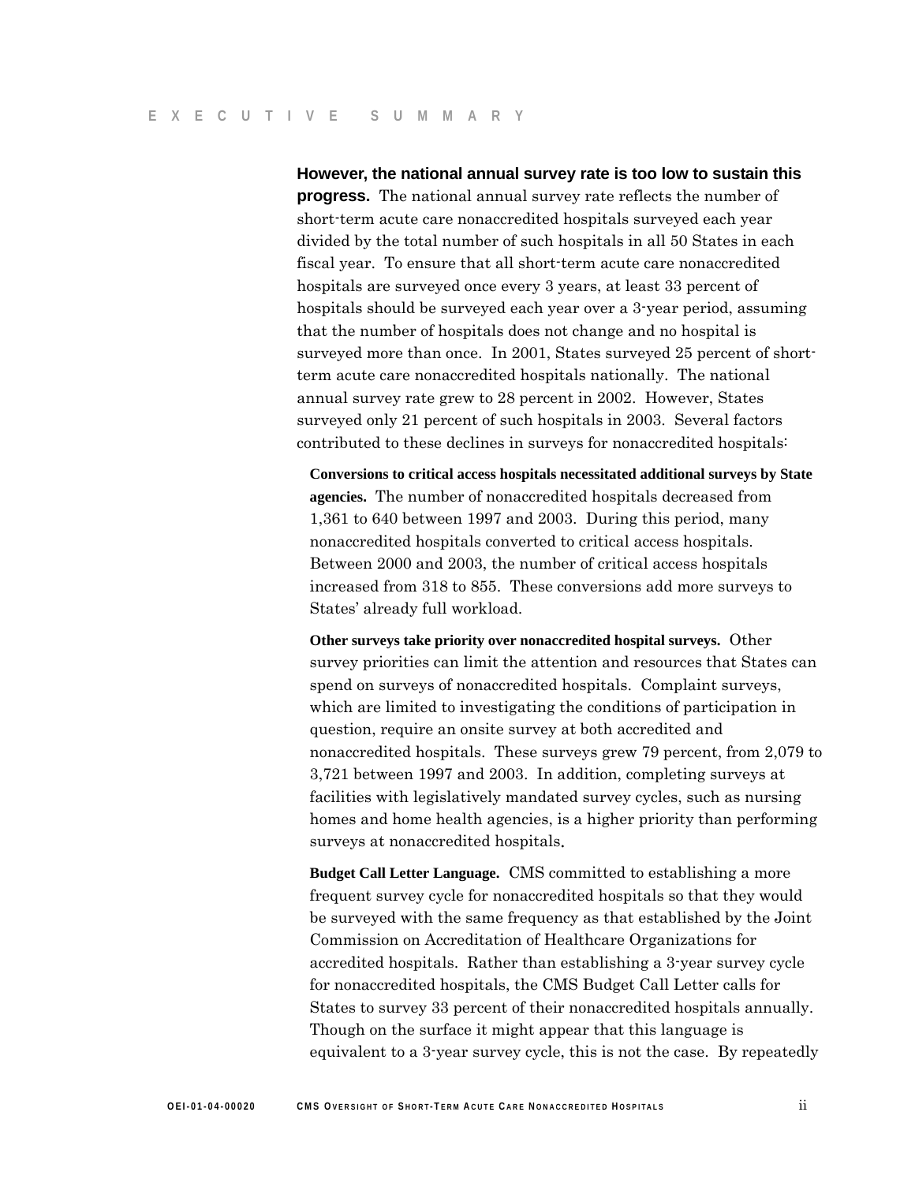**However, the national annual survey rate is too low to sustain this progress.** The national annual survey rate reflects the number of short-term acute care nonaccredited hospitals surveyed each year divided by the total number of such hospitals in all 50 States in each fiscal year. To ensure that all short-term acute care nonaccredited hospitals are surveyed once every 3 years, at least 33 percent of hospitals should be surveyed each year over a 3-year period, assuming that the number of hospitals does not change and no hospital is surveyed more than once. In 2001, States surveyed 25 percent of short-term acute care nonaccredited hospitals nationally. The national annual survey rate grew to 28 percent in 2002. However, States surveyed only 21 percent of such hospitals in 2003. Several factors contributed to these declines in surveys for nonaccredited hospitals:

**Conversions to critical access hospitals necessitated additional surveys by State agencies.** The number of nonaccredited hospitals decreased from 1,361 to 640 between 1997 and 2003. During this period, many nonaccredited hospitals converted to critical access hospitals. Between 2000 and 2003, the number of critical access hospitals increased from 318 to 855. These conversions add more surveys to States' already full workload.

**Other surveys take priority over nonaccredited hospital surveys.** Other survey priorities can limit the attention and resources that States can spend on surveys of nonaccredited hospitals. Complaint surveys, which are limited to investigating the conditions of participation in question, require an onsite survey at both accredited and nonaccredited hospitals. These surveys grew 79 percent, from 2,079 to 3,721 between 1997 and 2003. In addition, completing surveys at facilities with legislatively mandated survey cycles, such as nursing homes and home health agencies, is a higher priority than performing surveys at nonaccredited hospitals.

**Budget Call Letter Language.** CMS committed to establishing a more frequent survey cycle for nonaccredited hospitals so that they would be surveyed with the same frequency as that established by the Joint Commission on Accreditation of Healthcare Organizations for accredited hospitals. Rather than establishing a 3-year survey cycle for nonaccredited hospitals, the CMS Budget Call Letter calls for States to survey 33 percent of their nonaccredited hospitals annually. Though on the surface it might appear that this language is equivalent to a 3-year survey cycle, this is not the case. By repeatedly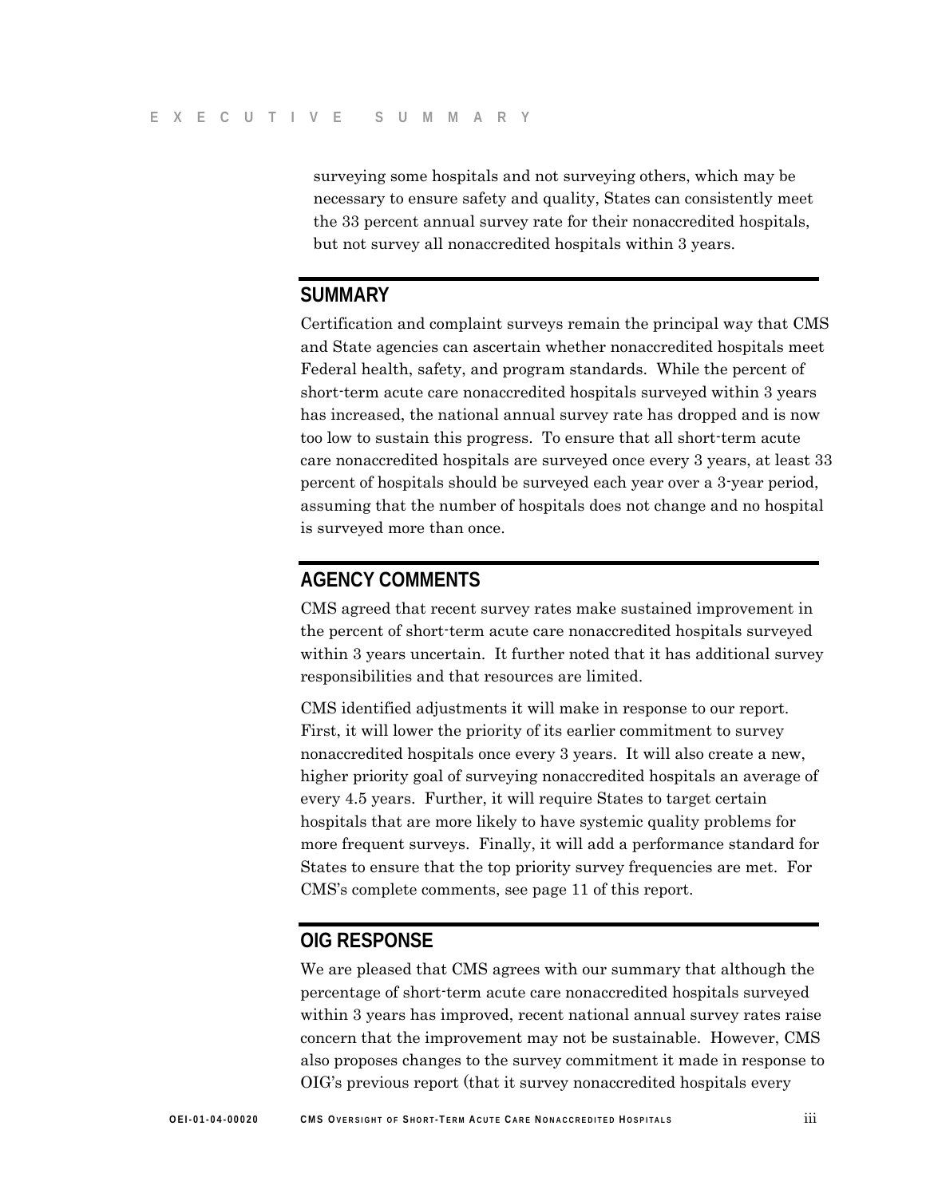surveying some hospitals and not surveying others, which may be necessary to ensure safety and quality, States can consistently meet the 33 percent annual survey rate for their nonaccredited hospitals, but not survey all nonaccredited hospitals within 3 years.

## SUMMARY

Certification and complaint surveys remain the principal way that CMS and State agencies can ascertain whether nonaccredited hospitals meet Federal health, safety, and program standards. While the percent of short-term acute care nonaccredited hospitals surveyed within 3 years has increased, the national annual survey rate has dropped and is now too low to sustain this progress. To ensure that all short-term acute care nonaccredited hospitals are surveyed once every 3 years, at least 33 percent of hospitals should be surveyed each year over a 3-year period, assuming that the number of hospitals does not change and no hospital is surveyed more than once.

## AGENCY COMMENTS

CMS agreed that recent survey rates make sustained improvement in the percent of short-term acute care nonaccredited hospitals surveyed within 3 years uncertain. It further noted that it has additional survey responsibilities and that resources are limited.

CMS identified adjustments it will make in response to our report. First, it will lower the priority of its earlier commitment to survey nonaccredited hospitals once every 3 years. It will also create a new, higher priority goal of surveying nonaccredited hospitals an average of every 4.5 years. Further, it will require States to target certain hospitals that are more likely to have systemic quality problems for more frequent surveys. Finally, it will add a performance standard for States to ensure that the top priority survey frequencies are met. For CMS's complete comments, see page 11 of this report.

## OIG RESPONSE

We are pleased that CMS agrees with our summary that although the percentage of short-term acute care nonaccredited hospitals surveyed within 3 years has improved, recent national annual survey rates raise concern that the improvement may not be sustainable. However, CMS also proposes changes to the survey commitment it made in response to OIG's previous report (that it survey nonaccredited hospitals every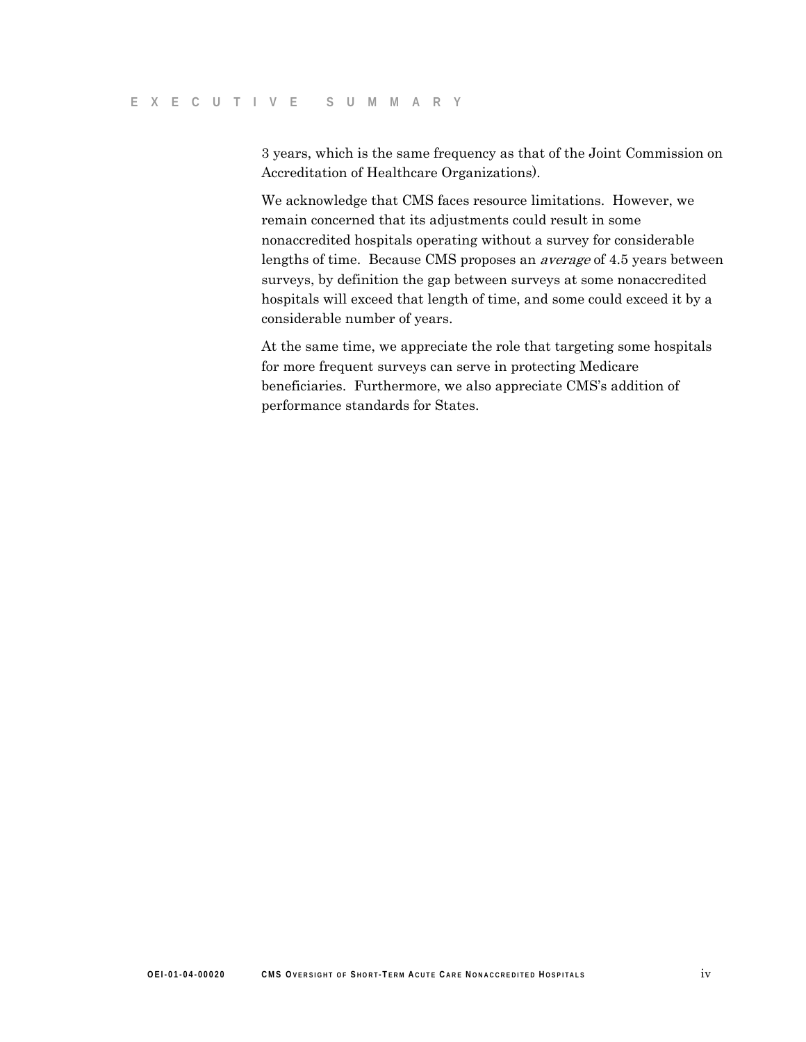3 years, which is the same frequency as that of the Joint Commission on Accreditation of Healthcare Organizations).

We acknowledge that CMS faces resource limitations. However, we remain concerned that its adjustments could result in some nonaccredited hospitals operating without a survey for considerable lengths of time. Because CMS proposes an *average* of 4.5 years between surveys, by definition the gap between surveys at some nonaccredited hospitals will exceed that length of time, and some could exceed it by a considerable number of years.

At the same time, we appreciate the role that targeting some hospitals for more frequent surveys can serve in protecting Medicare beneficiaries. Furthermore, we also appreciate CMS's addition of performance standards for States.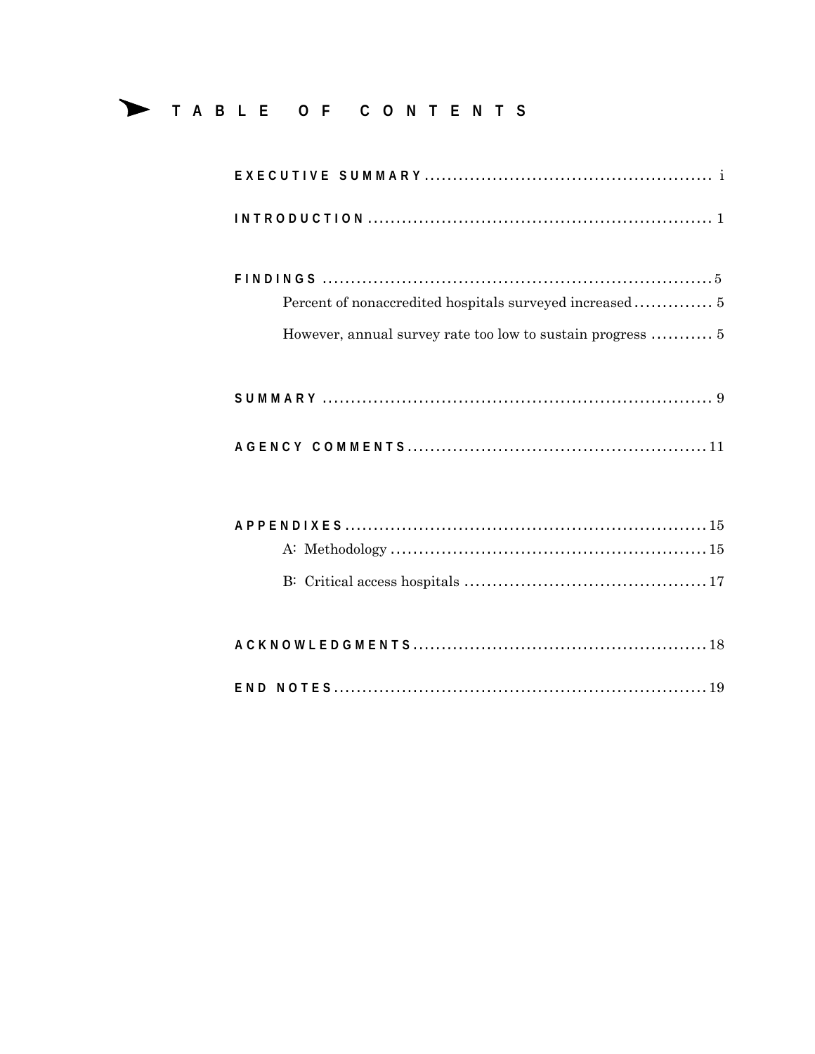# TABLE OF CONTENTS

**EXECUTIVE SUMMARY** .................................................. i

**INTRODUCTION** .................................................. 1

**FINDINGS** .................................................. 5

- Percent of nonaccredited hospitals surveyed increased .................. 5
- However, annual survey rate too low to sustain progress .................. 5

**SUMMARY** .................................................. 9

**AGENCY COMMENTS** .................................................. 11

**APPENDIXES** .................................................. 15

- A: Methodology .................................................. 15
- B: Critical access hospitals .................................................. 17

**ACKNOWLEDGMENTS** .................................................. 18

**END NOTES** .................................................. 19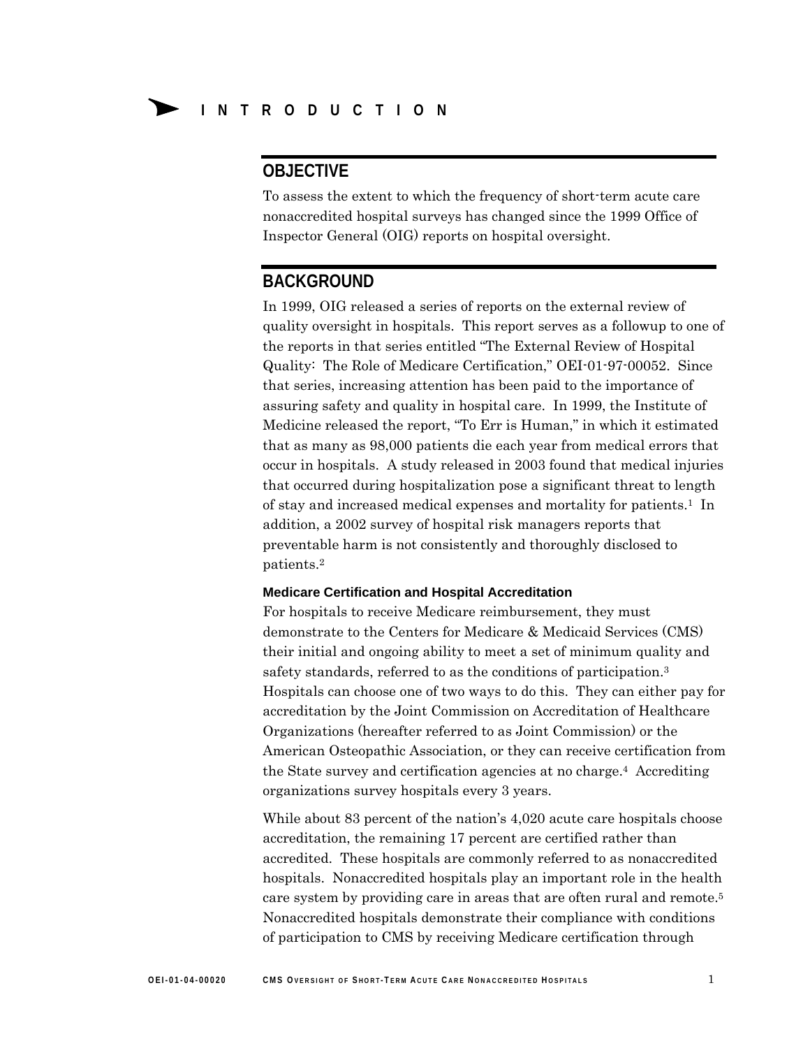# INTRODUCTION

## OBJECTIVE

To assess the extent to which the frequency of short-term acute care nonaccredited hospital surveys has changed since the 1999 Office of Inspector General (OIG) reports on hospital oversight.

## BACKGROUND

In 1999, OIG released a series of reports on the external review of quality oversight in hospitals. This report serves as a followup to one of the reports in that series entitled "The External Review of Hospital Quality: The Role of Medicare Certification," OEI-01-97-00052. Since that series, increasing attention has been paid to the importance of assuring safety and quality in hospital care. In 1999, the Institute of Medicine released the report, "To Err is Human," in which it estimated that as many as 98,000 patients die each year from medical errors that occur in hospitals. A study released in 2003 found that medical injuries that occurred during hospitalization pose a significant threat to length of stay and increased medical expenses and mortality for patients.[1] In addition, a 2002 survey of hospital risk managers reports that preventable harm is not consistently and thoroughly disclosed to patients.[2]

### Medicare Certification and Hospital Accreditation

For hospitals to receive Medicare reimbursement, they must demonstrate to the Centers for Medicare & Medicaid Services (CMS) their initial and ongoing ability to meet a set of minimum quality and safety standards, referred to as the conditions of participation.[3] Hospitals can choose one of two ways to do this. They can either pay for accreditation by the Joint Commission on Accreditation of Healthcare Organizations (hereafter referred to as Joint Commission) or the American Osteopathic Association, or they can receive certification from the State survey and certification agencies at no charge.[4] Accrediting organizations survey hospitals every 3 years.

While about 83 percent of the nation's 4,020 acute care hospitals choose accreditation, the remaining 17 percent are certified rather than accredited. These hospitals are commonly referred to as nonaccredited hospitals. Nonaccredited hospitals play an important role in the health care system by providing care in areas that are often rural and remote.[5] Nonaccredited hospitals demonstrate their compliance with conditions of participation to CMS by receiving Medicare certification through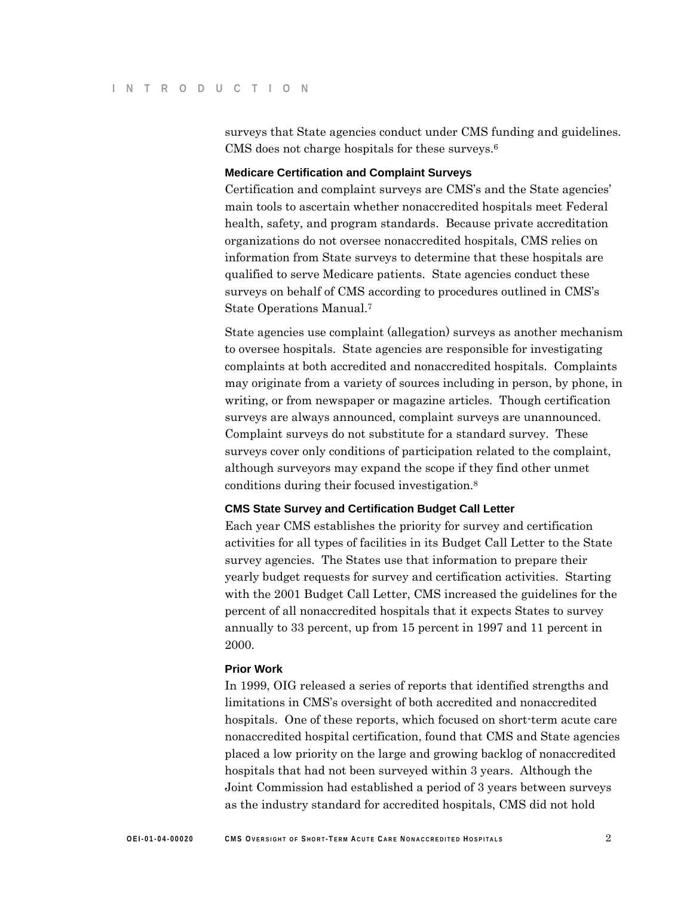surveys that State agencies conduct under CMS funding and guidelines. CMS does not charge hospitals for these surveys.[6]

### Medicare Certification and Complaint Surveys

Certification and complaint surveys are CMS's and the State agencies' main tools to ascertain whether nonaccredited hospitals meet Federal health, safety, and program standards. Because private accreditation organizations do not oversee nonaccredited hospitals, CMS relies on information from State surveys to determine that these hospitals are qualified to serve Medicare patients. State agencies conduct these surveys on behalf of CMS according to procedures outlined in CMS's State Operations Manual.[7]

State agencies use complaint (allegation) surveys as another mechanism to oversee hospitals. State agencies are responsible for investigating complaints at both accredited and nonaccredited hospitals. Complaints may originate from a variety of sources including in person, by phone, in writing, or from newspaper or magazine articles. Though certification surveys are always announced, complaint surveys are unannounced. Complaint surveys do not substitute for a standard survey. These surveys cover only conditions of participation related to the complaint, although surveyors may expand the scope if they find other unmet conditions during their focused investigation.[8]

### CMS State Survey and Certification Budget Call Letter

Each year CMS establishes the priority for survey and certification activities for all types of facilities in its Budget Call Letter to the State survey agencies. The States use that information to prepare their yearly budget requests for survey and certification activities. Starting with the 2001 Budget Call Letter, CMS increased the guidelines for the percent of all nonaccredited hospitals that it expects States to survey annually to 33 percent, up from 15 percent in 1997 and 11 percent in 2000.

### Prior Work

In 1999, OIG released a series of reports that identified strengths and limitations in CMS's oversight of both accredited and nonaccredited hospitals. One of these reports, which focused on short-term acute care nonaccredited hospital certification, found that CMS and State agencies placed a low priority on the large and growing backlog of nonaccredited hospitals that had not been surveyed within 3 years. Although the Joint Commission had established a period of 3 years between surveys as the industry standard for accredited hospitals, CMS did not hold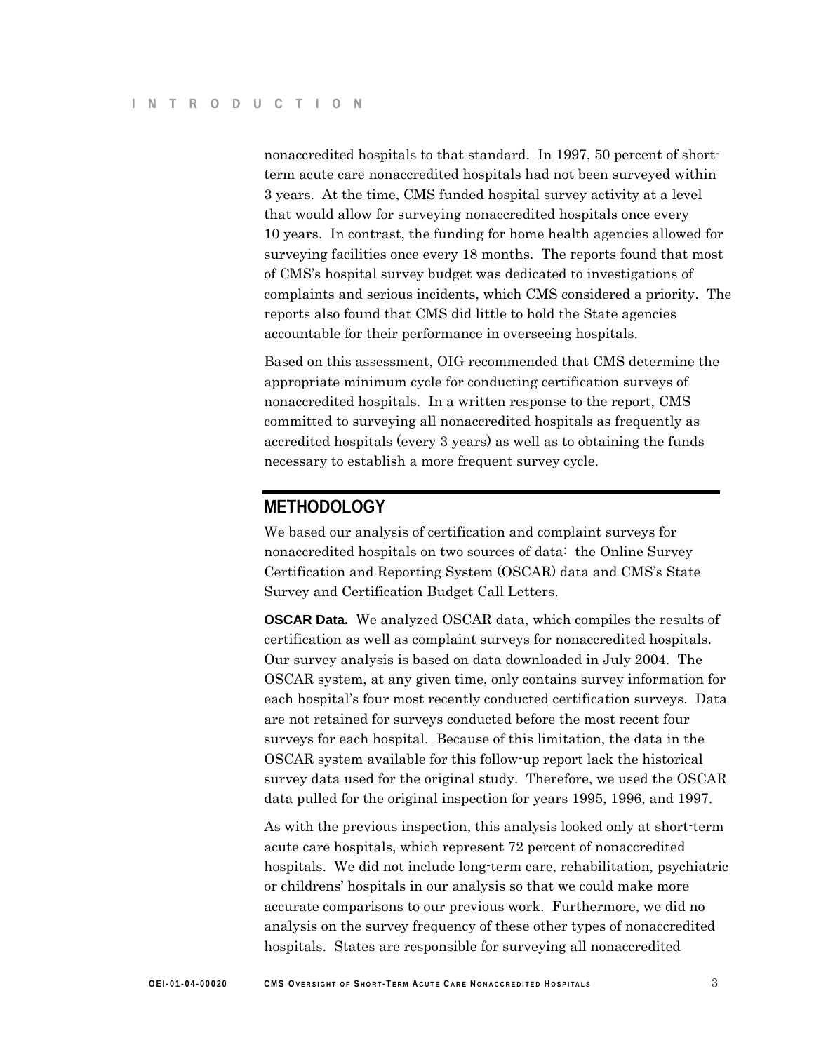nonaccredited hospitals to that standard. In 1997, 50 percent of short-term acute care nonaccredited hospitals had not been surveyed within 3 years. At the time, CMS funded hospital survey activity at a level that would allow for surveying nonaccredited hospitals once every 10 years. In contrast, the funding for home health agencies allowed for surveying facilities once every 18 months. The reports found that most of CMS's hospital survey budget was dedicated to investigations of complaints and serious incidents, which CMS considered a priority. The reports also found that CMS did little to hold the State agencies accountable for their performance in overseeing hospitals.

Based on this assessment, OIG recommended that CMS determine the appropriate minimum cycle for conducting certification surveys of nonaccredited hospitals. In a written response to the report, CMS committed to surveying all nonaccredited hospitals as frequently as accredited hospitals (every 3 years) as well as to obtaining the funds necessary to establish a more frequent survey cycle.

## METHODOLOGY

We based our analysis of certification and complaint surveys for nonaccredited hospitals on two sources of data: the Online Survey Certification and Reporting System (OSCAR) data and CMS's State Survey and Certification Budget Call Letters.

**OSCAR Data.** We analyzed OSCAR data, which compiles the results of certification as well as complaint surveys for nonaccredited hospitals. Our survey analysis is based on data downloaded in July 2004. The OSCAR system, at any given time, only contains survey information for each hospital's four most recently conducted certification surveys. Data are not retained for surveys conducted before the most recent four surveys for each hospital. Because of this limitation, the data in the OSCAR system available for this follow-up report lack the historical survey data used for the original study. Therefore, we used the OSCAR data pulled for the original inspection for years 1995, 1996, and 1997.

As with the previous inspection, this analysis looked only at short-term acute care hospitals, which represent 72 percent of nonaccredited hospitals. We did not include long-term care, rehabilitation, psychiatric or childrens' hospitals in our analysis so that we could make more accurate comparisons to our previous work. Furthermore, we did no analysis on the survey frequency of these other types of nonaccredited hospitals. States are responsible for surveying all nonaccredited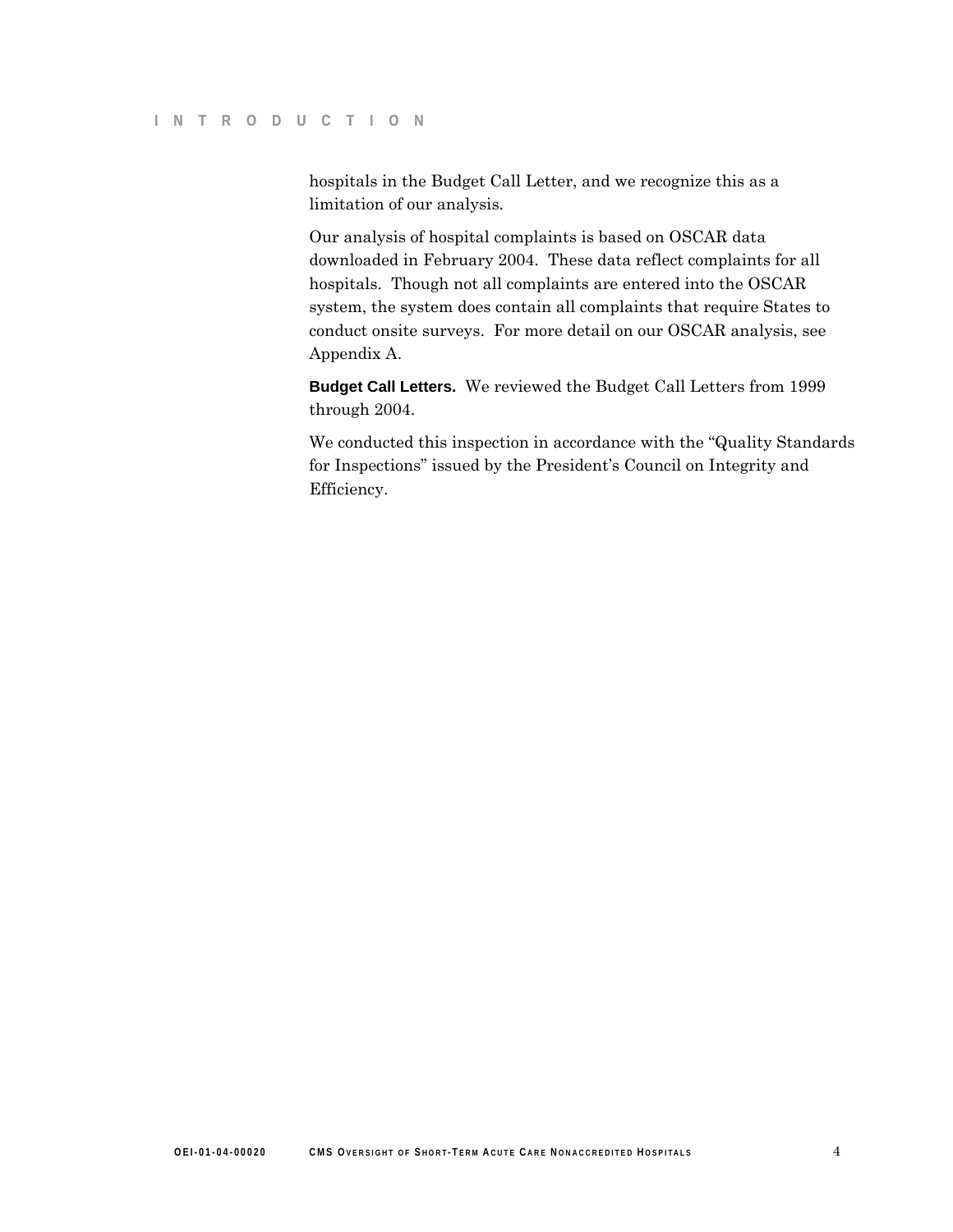hospitals in the Budget Call Letter, and we recognize this as a limitation of our analysis.

Our analysis of hospital complaints is based on OSCAR data downloaded in February 2004. These data reflect complaints for all hospitals. Though not all complaints are entered into the OSCAR system, the system does contain all complaints that require States to conduct onsite surveys. For more detail on our OSCAR analysis, see Appendix A.

**Budget Call Letters.** We reviewed the Budget Call Letters from 1999 through 2004.

We conducted this inspection in accordance with the "Quality Standards for Inspections" issued by the President's Council on Integrity and Efficiency.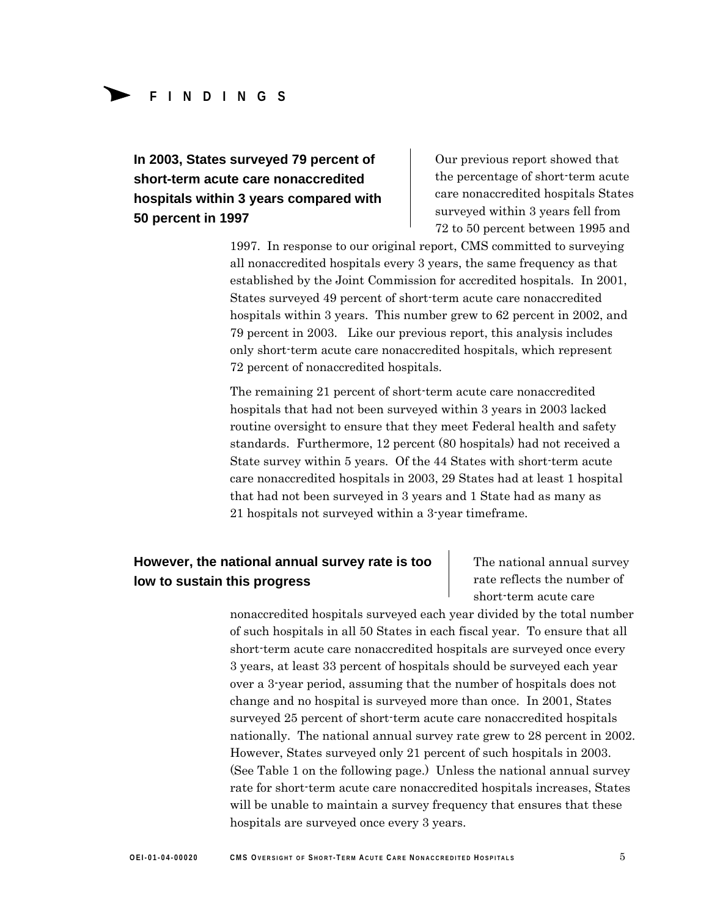# FINDINGS

### In 2003, States surveyed 79 percent of short-term acute care nonaccredited hospitals within 3 years compared with 50 percent in 1997

Our previous report showed that the percentage of short-term acute care nonaccredited hospitals States surveyed within 3 years fell from 72 to 50 percent between 1995 and 1997. In response to our original report, CMS committed to surveying all nonaccredited hospitals every 3 years, the same frequency as that established by the Joint Commission for accredited hospitals. In 2001, States surveyed 49 percent of short-term acute care nonaccredited hospitals within 3 years. This number grew to 62 percent in 2002, and 79 percent in 2003. Like our previous report, this analysis includes only short-term acute care nonaccredited hospitals, which represent 72 percent of nonaccredited hospitals.

The remaining 21 percent of short-term acute care nonaccredited hospitals that had not been surveyed within 3 years in 2003 lacked routine oversight to ensure that they meet Federal health and safety standards. Furthermore, 12 percent (80 hospitals) had not received a State survey within 5 years. Of the 44 States with short-term acute care nonaccredited hospitals in 2003, 29 States had at least 1 hospital that had not been surveyed in 3 years and 1 State had as many as 21 hospitals not surveyed within a 3-year timeframe.

### However, the national annual survey rate is too low to sustain this progress

The national annual survey rate reflects the number of short-term acute care nonaccredited hospitals surveyed each year divided by the total number of such hospitals in all 50 States in each fiscal year. To ensure that all short-term acute care nonaccredited hospitals are surveyed once every 3 years, at least 33 percent of hospitals should be surveyed each year over a 3-year period, assuming that the number of hospitals does not change and no hospital is surveyed more than once. In 2001, States surveyed 25 percent of short-term acute care nonaccredited hospitals nationally. The national annual survey rate grew to 28 percent in 2002. However, States surveyed only 21 percent of such hospitals in 2003. (See Table 1 on the following page.) Unless the national annual survey rate for short-term acute care nonaccredited hospitals increases, States will be unable to maintain a survey frequency that ensures that these hospitals are surveyed once every 3 years.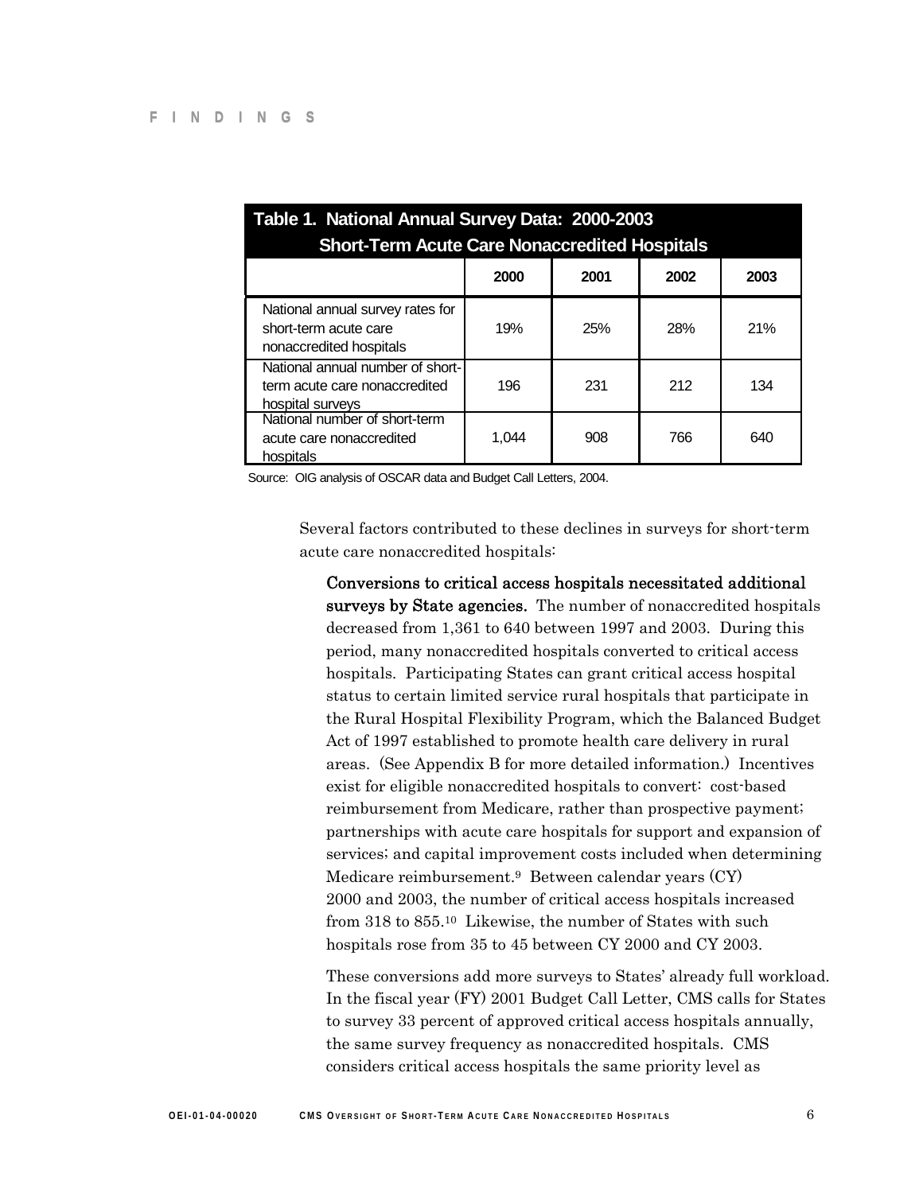**Table 1. National Annual Survey Data: 2000-2003**
**Short-Term Acute Care Nonaccredited Hospitals**

| | 2000 | 2001 | 2002 | 2003 |
|---|---|---|---|---|
| National annual survey rates for short-term acute care nonaccredited hospitals | 19% | 25% | 28% | 21% |
| National annual number of short-term acute care nonaccredited hospital surveys | 196 | 231 | 212 | 134 |
| National number of short-term acute care nonaccredited hospitals | 1,044 | 908 | 766 | 640 |

Source: OIG analysis of OSCAR data and Budget Call Letters, 2004.

Several factors contributed to these declines in surveys for short-term acute care nonaccredited hospitals:

**Conversions to critical access hospitals necessitated additional surveys by State agencies.** The number of nonaccredited hospitals decreased from 1,361 to 640 between 1997 and 2003. During this period, many nonaccredited hospitals converted to critical access hospitals. Participating States can grant critical access hospital status to certain limited service rural hospitals that participate in the Rural Hospital Flexibility Program, which the Balanced Budget Act of 1997 established to promote health care delivery in rural areas. (See Appendix B for more detailed information.) Incentives exist for eligible nonaccredited hospitals to convert: cost-based reimbursement from Medicare, rather than prospective payment; partnerships with acute care hospitals for support and expansion of services; and capital improvement costs included when determining Medicare reimbursement.[9] Between calendar years (CY) 2000 and 2003, the number of critical access hospitals increased from 318 to 855.[10] Likewise, the number of States with such hospitals rose from 35 to 45 between CY 2000 and CY 2003.

These conversions add more surveys to States' already full workload. In the fiscal year (FY) 2001 Budget Call Letter, CMS calls for States to survey 33 percent of approved critical access hospitals annually, the same survey frequency as nonaccredited hospitals. CMS considers critical access hospitals the same priority level as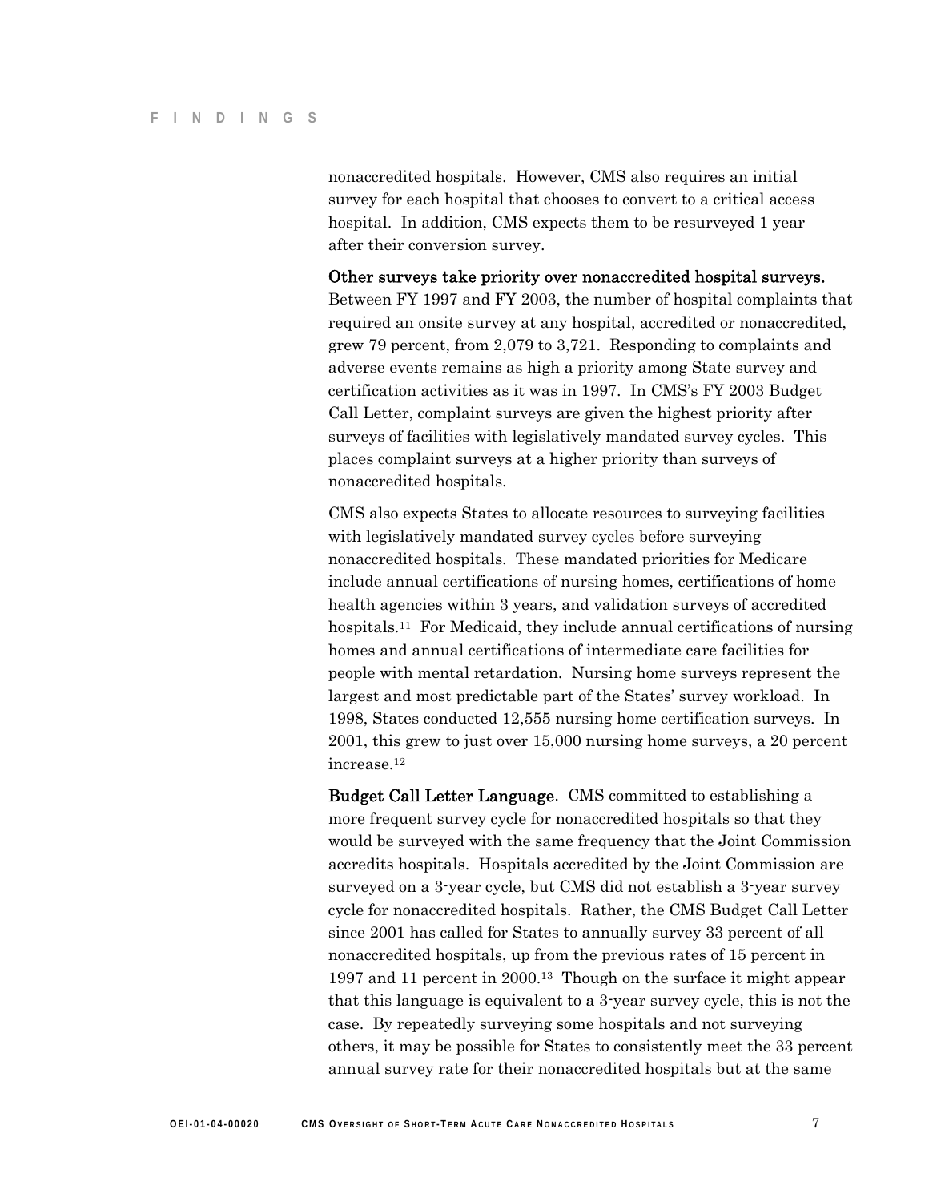nonaccredited hospitals. However, CMS also requires an initial survey for each hospital that chooses to convert to a critical access hospital. In addition, CMS expects them to be resurveyed 1 year after their conversion survey.

**Other surveys take priority over nonaccredited hospital surveys.** Between FY 1997 and FY 2003, the number of hospital complaints that required an onsite survey at any hospital, accredited or nonaccredited, grew 79 percent, from 2,079 to 3,721. Responding to complaints and adverse events remains as high a priority among State survey and certification activities as it was in 1997. In CMS's FY 2003 Budget Call Letter, complaint surveys are given the highest priority after surveys of facilities with legislatively mandated survey cycles. This places complaint surveys at a higher priority than surveys of nonaccredited hospitals.

CMS also expects States to allocate resources to surveying facilities with legislatively mandated survey cycles before surveying nonaccredited hospitals. These mandated priorities for Medicare include annual certifications of nursing homes, certifications of home health agencies within 3 years, and validation surveys of accredited hospitals.[11] For Medicaid, they include annual certifications of nursing homes and annual certifications of intermediate care facilities for people with mental retardation. Nursing home surveys represent the largest and most predictable part of the States' survey workload. In 1998, States conducted 12,555 nursing home certification surveys. In 2001, this grew to just over 15,000 nursing home surveys, a 20 percent increase.[12]

**Budget Call Letter Language**. CMS committed to establishing a more frequent survey cycle for nonaccredited hospitals so that they would be surveyed with the same frequency that the Joint Commission accredits hospitals. Hospitals accredited by the Joint Commission are surveyed on a 3-year cycle, but CMS did not establish a 3-year survey cycle for nonaccredited hospitals. Rather, the CMS Budget Call Letter since 2001 has called for States to annually survey 33 percent of all nonaccredited hospitals, up from the previous rates of 15 percent in 1997 and 11 percent in 2000.[13] Though on the surface it might appear that this language is equivalent to a 3-year survey cycle, this is not the case. By repeatedly surveying some hospitals and not surveying others, it may be possible for States to consistently meet the 33 percent annual survey rate for their nonaccredited hospitals but at the same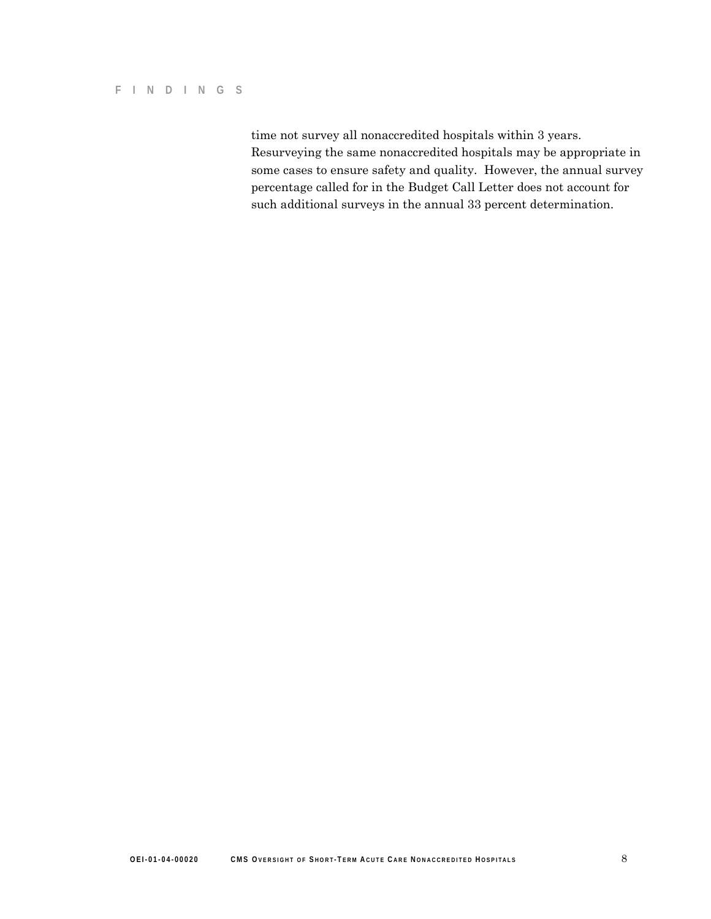time not survey all nonaccredited hospitals within 3 years. Resurveying the same nonaccredited hospitals may be appropriate in some cases to ensure safety and quality. However, the annual survey percentage called for in the Budget Call Letter does not account for such additional surveys in the annual 33 percent determination.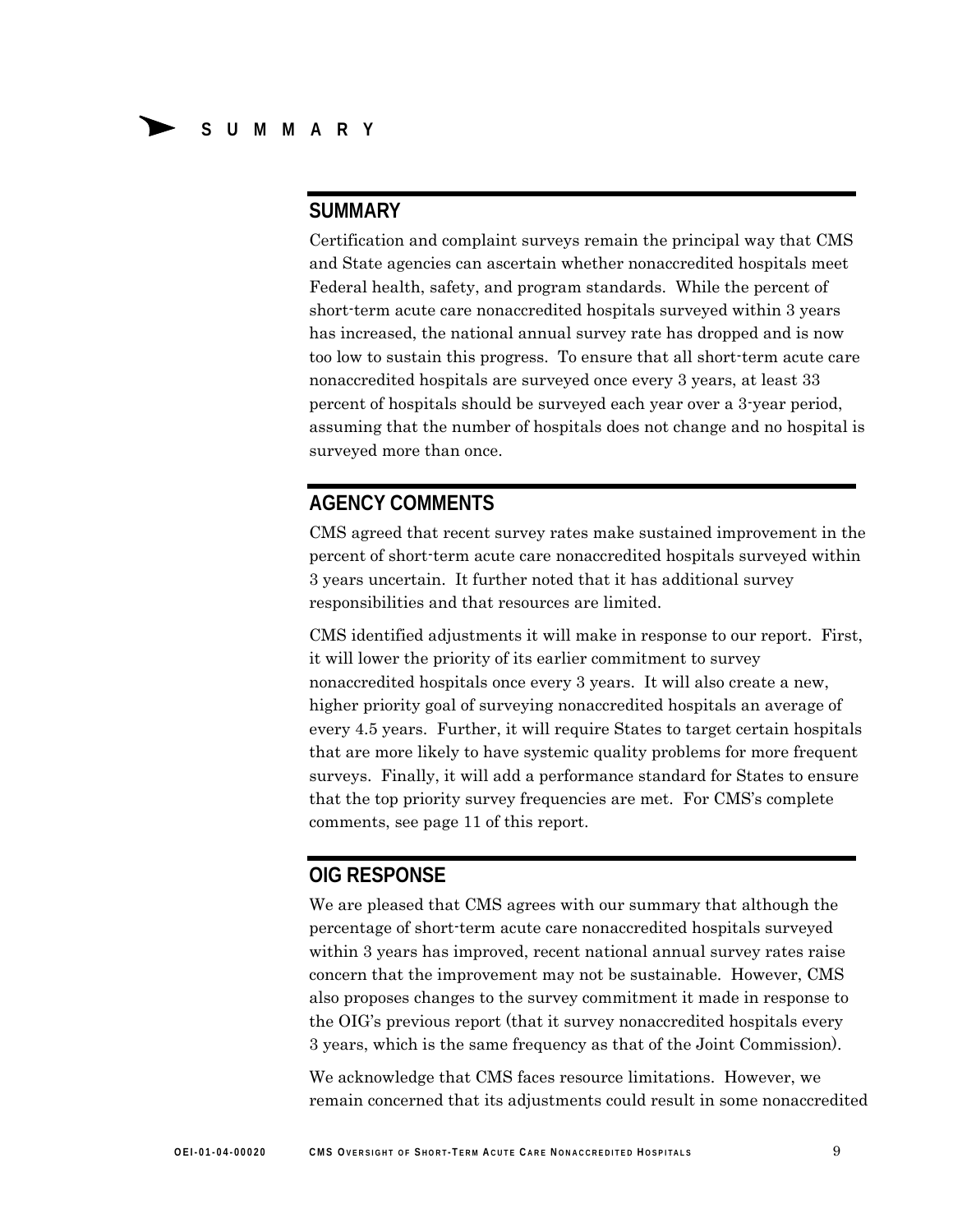# SUMMARY

## SUMMARY

Certification and complaint surveys remain the principal way that CMS and State agencies can ascertain whether nonaccredited hospitals meet Federal health, safety, and program standards. While the percent of short-term acute care nonaccredited hospitals surveyed within 3 years has increased, the national annual survey rate has dropped and is now too low to sustain this progress. To ensure that all short-term acute care nonaccredited hospitals are surveyed once every 3 years, at least 33 percent of hospitals should be surveyed each year over a 3-year period, assuming that the number of hospitals does not change and no hospital is surveyed more than once.

## AGENCY COMMENTS

CMS agreed that recent survey rates make sustained improvement in the percent of short-term acute care nonaccredited hospitals surveyed within 3 years uncertain. It further noted that it has additional survey responsibilities and that resources are limited.

CMS identified adjustments it will make in response to our report. First, it will lower the priority of its earlier commitment to survey nonaccredited hospitals once every 3 years. It will also create a new, higher priority goal of surveying nonaccredited hospitals an average of every 4.5 years. Further, it will require States to target certain hospitals that are more likely to have systemic quality problems for more frequent surveys. Finally, it will add a performance standard for States to ensure that the top priority survey frequencies are met. For CMS's complete comments, see page 11 of this report.

## OIG RESPONSE

We are pleased that CMS agrees with our summary that although the percentage of short-term acute care nonaccredited hospitals surveyed within 3 years has improved, recent national annual survey rates raise concern that the improvement may not be sustainable. However, CMS also proposes changes to the survey commitment it made in response to the OIG's previous report (that it survey nonaccredited hospitals every 3 years, which is the same frequency as that of the Joint Commission).

We acknowledge that CMS faces resource limitations. However, we remain concerned that its adjustments could result in some nonaccredited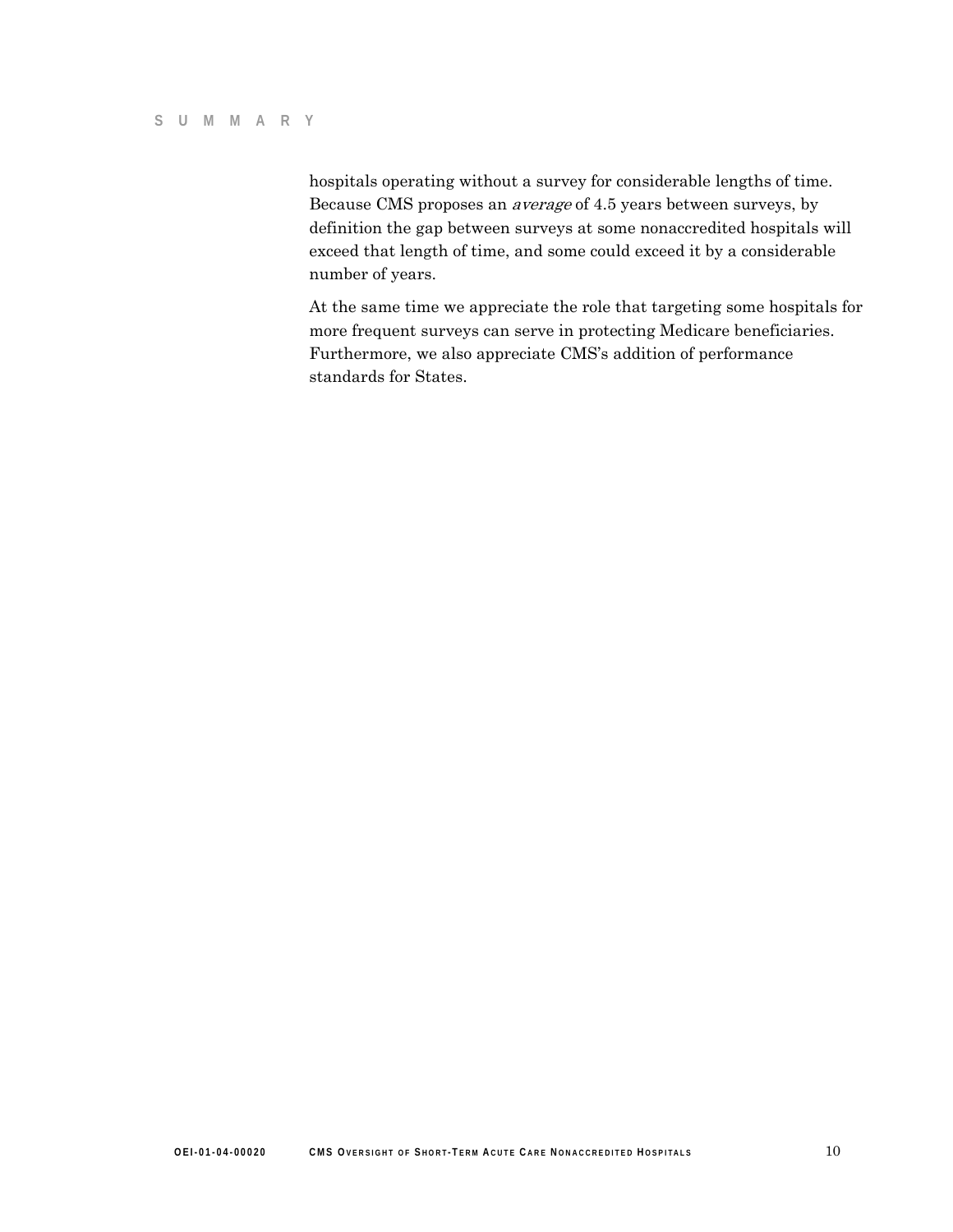hospitals operating without a survey for considerable lengths of time. Because CMS proposes an *average* of 4.5 years between surveys, by definition the gap between surveys at some nonaccredited hospitals will exceed that length of time, and some could exceed it by a considerable number of years.

At the same time we appreciate the role that targeting some hospitals for more frequent surveys can serve in protecting Medicare beneficiaries. Furthermore, we also appreciate CMS's addition of performance standards for States.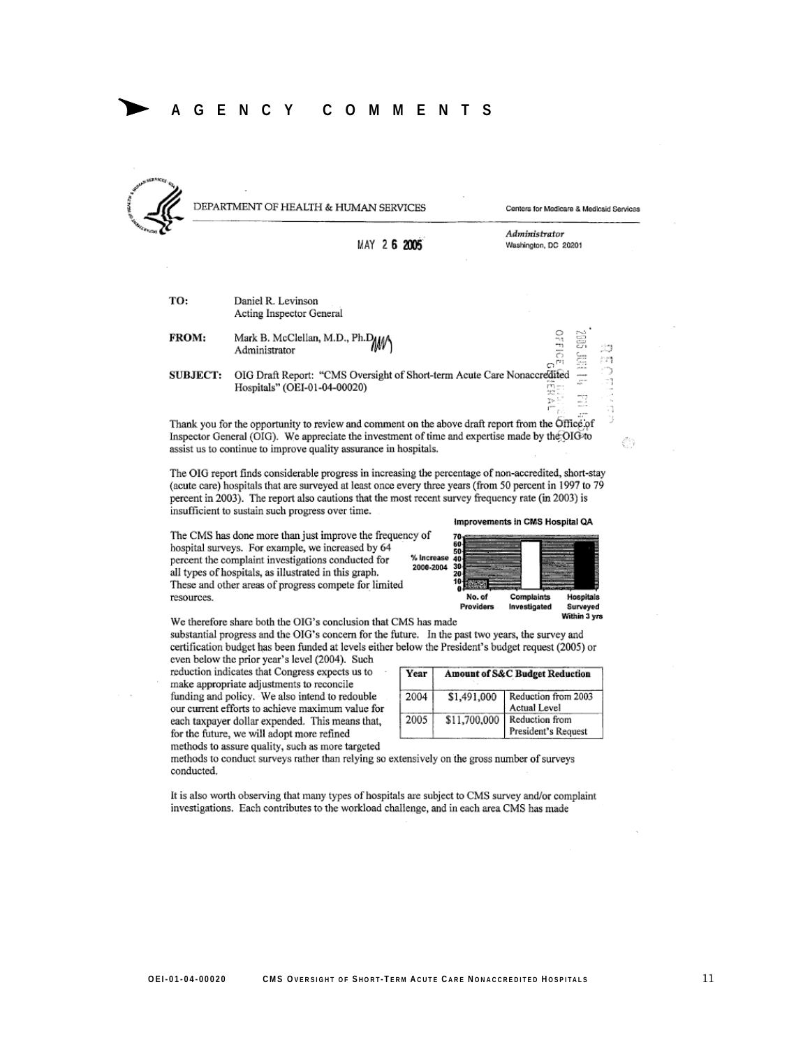# AGENCY COMMENTS

DEPARTMENT OF HEALTH & HUMAN SERVICES

Centers for Medicare & Medicaid Services

*Administrator*
Washington, DC 20201

MAY 26 2005

**TO:** Daniel R. Levinson
Acting Inspector General

**FROM:** Mark B. McClellan, M.D., Ph.D.
Administrator

**SUBJECT:** OIG Draft Report: "CMS Oversight of Short-term Acute Care Nonaccredited Hospitals" (OEI-01-04-00020)

Thank you for the opportunity to review and comment on the above draft report from the Office of Inspector General (OIG). We appreciate the investment of time and expertise made by the OIG to assist us to continue to improve quality assurance in hospitals.

The OIG report finds considerable progress in increasing the percentage of non-accredited, short-stay (acute care) hospitals that are surveyed at least once every three years (from 50 percent in 1997 to 79 percent in 2003). The report also cautions that the most recent survey frequency rate (in 2003) is insufficient to sustain such progress over time.

The CMS has done more than just improve the frequency of hospital surveys. For example, we increased by 64 percent the complaint investigations conducted for all types of hospitals, as illustrated in this graph. These and other areas of progress compete for limited resources.

**Improvements in CMS Hospital QA**

% Increase 2000-2004 (axis 0–70): No. of Providers; Complaints Investigated; Hospitals Surveyed Within 3 yrs

We therefore share both the OIG's conclusion that CMS has made substantial progress and the OIG's concern for the future. In the past two years, the survey and certification budget has been funded at levels either below the President's budget request (2005) or even below the prior year's level (2004). Such reduction indicates that Congress expects us to make appropriate adjustments to reconcile funding and policy. We also intend to redouble our current efforts to achieve maximum value for each taxpayer dollar expended. This means that, for the future, we will adopt more refined methods to assure quality, such as more targeted methods to conduct surveys rather than relying so extensively on the gross number of surveys conducted.

| Year | Amount of S&C Budget Reduction | |
|---|---|---|
| 2004 | $1,491,000 | Reduction from 2003 Actual Level |
| 2005 | $11,700,000 | Reduction from President's Request |

It is also worth observing that many types of hospitals are subject to CMS survey and/or complaint investigations. Each contributes to the workload challenge, and in each area CMS has made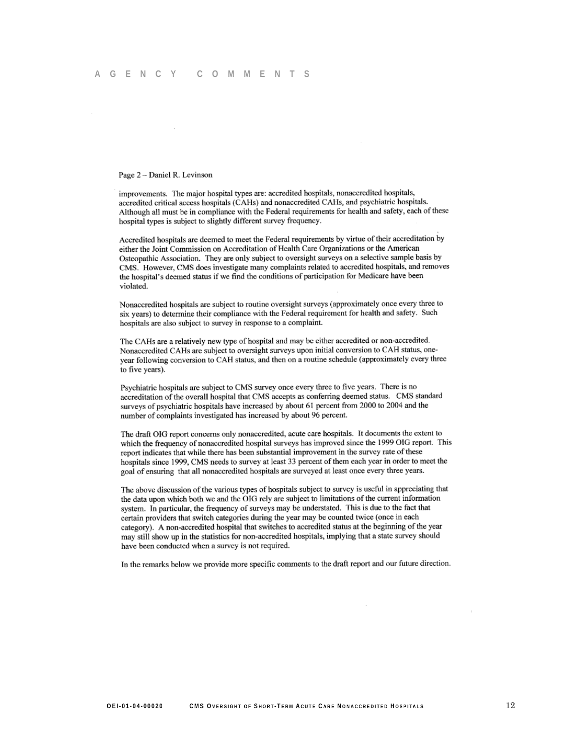Page 2 – Daniel R. Levinson

improvements. The major hospital types are: accredited hospitals, nonaccredited hospitals, accredited critical access hospitals (CAHs) and nonaccredited CAHs, and psychiatric hospitals. Although all must be in compliance with the Federal requirements for health and safety, each of these hospital types is subject to slightly different survey frequency.

Accredited hospitals are deemed to meet the Federal requirements by virtue of their accreditation by either the Joint Commission on Accreditation of Health Care Organizations or the American Osteopathic Association. They are only subject to oversight surveys on a selective sample basis by CMS. However, CMS does investigate many complaints related to accredited hospitals, and removes the hospital's deemed status if we find the conditions of participation for Medicare have been violated.

Nonaccredited hospitals are subject to routine oversight surveys (approximately once every three to six years) to determine their compliance with the Federal requirement for health and safety. Such hospitals are also subject to survey in response to a complaint.

The CAHs are a relatively new type of hospital and may be either accredited or non-accredited. Nonaccredited CAHs are subject to oversight surveys upon initial conversion to CAH status, one-year following conversion to CAH status, and then on a routine schedule (approximately every three to five years).

Psychiatric hospitals are subject to CMS survey once every three to five years. There is no accreditation of the overall hospital that CMS accepts as conferring deemed status. CMS standard surveys of psychiatric hospitals have increased by about 61 percent from 2000 to 2004 and the number of complaints investigated has increased by about 96 percent.

The draft OIG report concerns only nonaccredited, acute care hospitals. It documents the extent to which the frequency of nonaccredited hospital surveys has improved since the 1999 OIG report. This report indicates that while there has been substantial improvement in the survey rate of these hospitals since 1999, CMS needs to survey at least 33 percent of them each year in order to meet the goal of ensuring that all nonaccredited hospitals are surveyed at least once every three years.

The above discussion of the various types of hospitals subject to survey is useful in appreciating that the data upon which both we and the OIG rely are subject to limitations of the current information system. In particular, the frequency of surveys may be understated. This is due to the fact that certain providers that switch categories during the year may be counted twice (once in each category). A non-accredited hospital that switches to accredited status at the beginning of the year may still show up in the statistics for non-accredited hospitals, implying that a state survey should have been conducted when a survey is not required.

In the remarks below we provide more specific comments to the draft report and our future direction.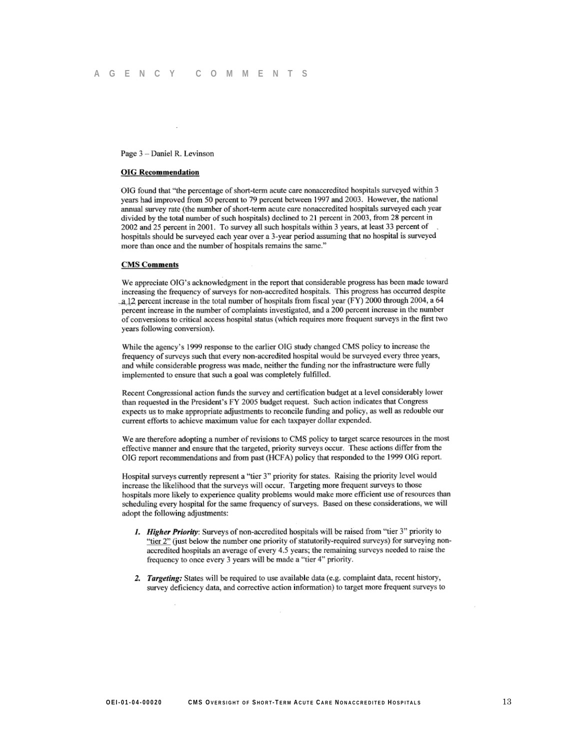Page 3 – Daniel R. Levinson

**OIG Recommendation**

OIG found that "the percentage of short-term acute care nonaccredited hospitals surveyed within 3 years had improved from 50 percent to 79 percent between 1997 and 2003. However, the national annual survey rate (the number of short-term acute care nonaccredited hospitals surveyed each year divided by the total number of such hospitals) declined to 21 percent in 2003, from 28 percent in 2002 and 25 percent in 2001. To survey all such hospitals within 3 years, at least 33 percent of hospitals should be surveyed each year over a 3-year period assuming that no hospital is surveyed more than once and the number of hospitals remains the same."

**CMS Comments**

We appreciate OIG's acknowledgment in the report that considerable progress has been made toward increasing the frequency of surveys for non-accredited hospitals. This progress has occurred despite a 12 percent increase in the total number of hospitals from fiscal year (FY) 2000 through 2004, a 64 percent increase in the number of complaints investigated, and a 200 percent increase in the number of conversions to critical access hospital status (which requires more frequent surveys in the first two years following conversion).

While the agency's 1999 response to the earlier OIG study changed CMS policy to increase the frequency of surveys such that every non-accredited hospital would be surveyed every three years, and while considerable progress was made, neither the funding nor the infrastructure were fully implemented to ensure that such a goal was completely fulfilled.

Recent Congressional action funds the survey and certification budget at a level considerably lower than requested in the President's FY 2005 budget request. Such action indicates that Congress expects us to make appropriate adjustments to reconcile funding and policy, as well as redouble our current efforts to achieve maximum value for each taxpayer dollar expended.

We are therefore adopting a number of revisions to CMS policy to target scarce resources in the most effective manner and ensure that the targeted, priority surveys occur. These actions differ from the OIG report recommendations and from past (HCFA) policy that responded to the 1999 OIG report.

Hospital surveys currently represent a "tier 3" priority for states. Raising the priority level would increase the likelihood that the surveys will occur. Targeting more frequent surveys to those hospitals more likely to experience quality problems would make more efficient use of resources than scheduling every hospital for the same frequency of surveys. Based on these considerations, we will adopt the following adjustments:

1. ***Higher Priority***: Surveys of non-accredited hospitals will be raised from "tier 3" priority to "tier 2" (just below the number one priority of statutorily-required surveys) for surveying non-accredited hospitals an average of every 4.5 years; the remaining surveys needed to raise the frequency to once every 3 years will be made a "tier 4" priority.

2. ***Targeting:*** States will be required to use available data (e.g. complaint data, recent history, survey deficiency data, and corrective action information) to target more frequent surveys to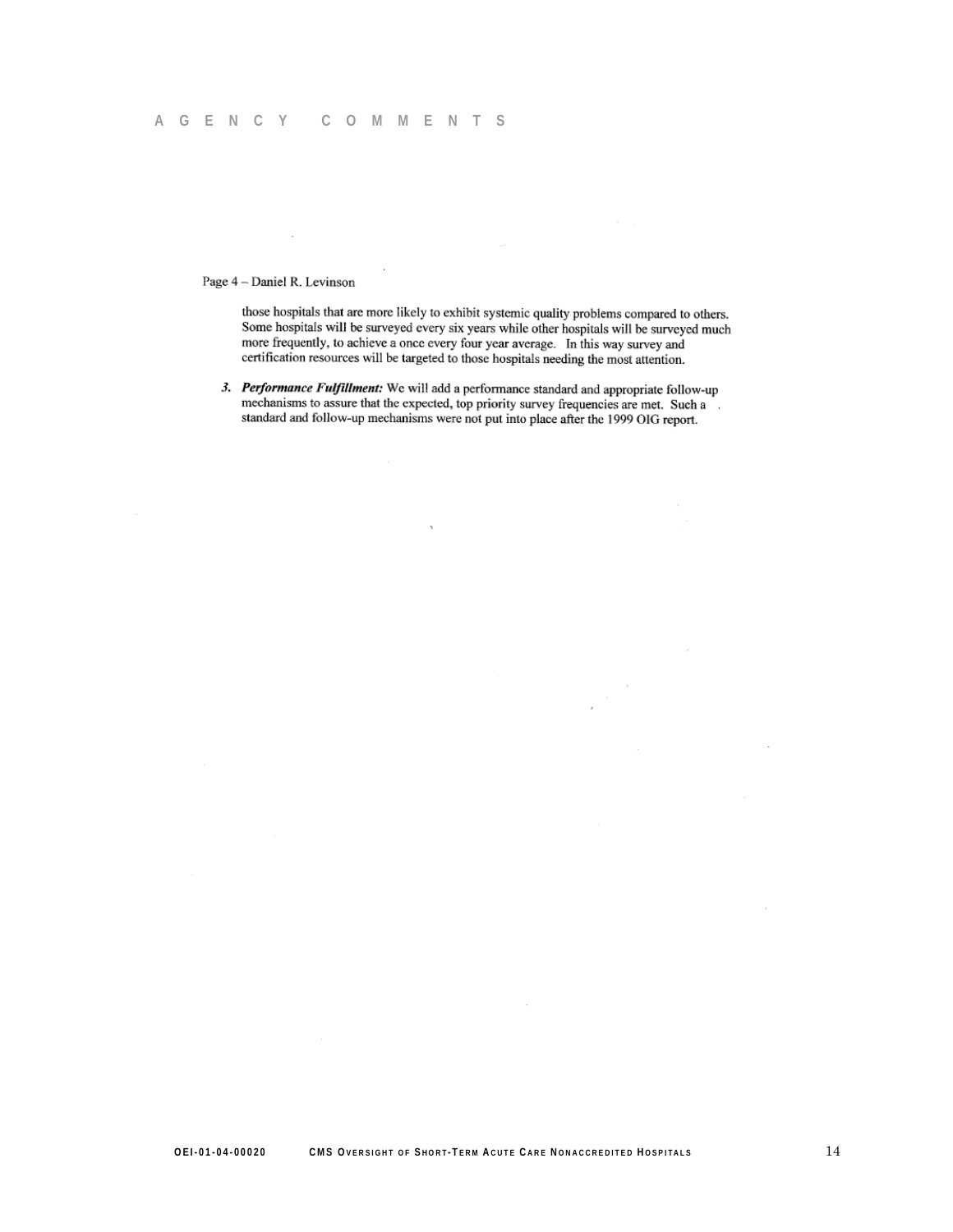Page 4 – Daniel R. Levinson

those hospitals that are more likely to exhibit systemic quality problems compared to others. Some hospitals will be surveyed every six years while other hospitals will be surveyed much more frequently, to achieve a once every four year average. In this way survey and certification resources will be targeted to those hospitals needing the most attention.

3. ***Performance Fulfillment:*** We will add a performance standard and appropriate follow-up mechanisms to assure that the expected, top priority survey frequencies are met. Such a standard and follow-up mechanisms were not put into place after the 1999 OIG report.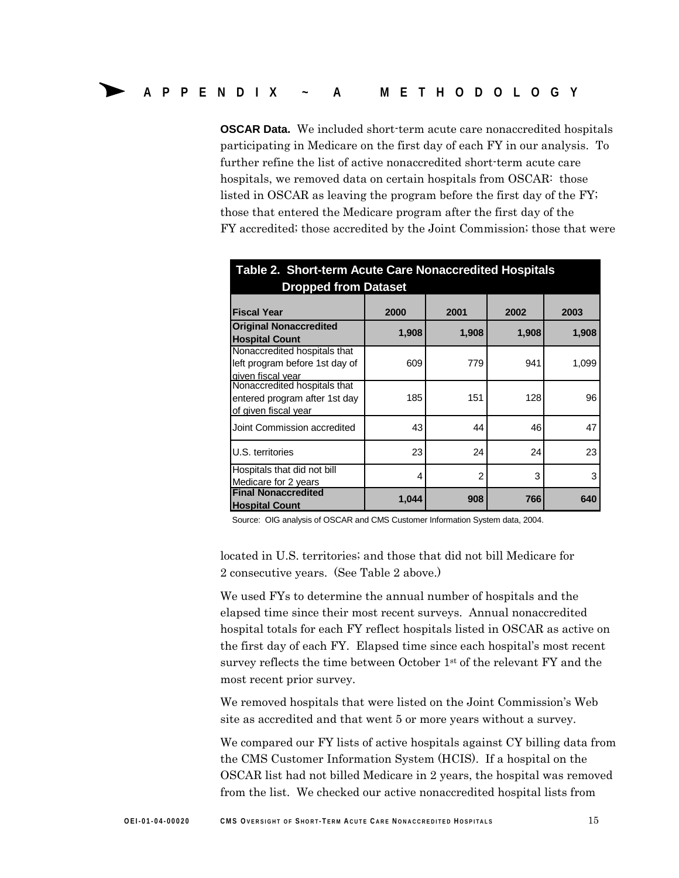// APPENDIX ~ A METHODOLOGY

**OSCAR Data.** We included short-term acute care nonaccredited hospitals participating in Medicare on the first day of each FY in our analysis. To further refine the list of active nonaccredited short-term acute care hospitals, we removed data on certain hospitals from OSCAR: those listed in OSCAR as leaving the program before the first day of the FY; those that entered the Medicare program after the first day of the FY accredited; those accredited by the Joint Commission; those that were located in U.S. territories; and those that did not bill Medicare for 2 consecutive years. (See Table 2 above.)

**Table 2. Short-term Acute Care Nonaccredited Hospitals Dropped from Dataset**

| Fiscal Year | 2000 | 2001 | 2002 | 2003 |
|---|---|---|---|---|
| **Original Nonaccredited Hospital Count** | **1,908** | **1,908** | **1,908** | **1,908** |
| Nonaccredited hospitals that left program before 1st day of given fiscal year | 609 | 779 | 941 | 1,099 |
| Nonaccredited hospitals that entered program after 1st day of given fiscal year | 185 | 151 | 128 | 96 |
| Joint Commission accredited | 43 | 44 | 46 | 47 |
| U.S. territories | 23 | 24 | 24 | 23 |
| Hospitals that did not bill Medicare for 2 years | 4 | 2 | 3 | 3 |
| **Final Nonaccredited Hospital Count** | **1,044** | **908** | **766** | **640** |

Source: OIG analysis of OSCAR and CMS Customer Information System data, 2004.

We used FYs to determine the annual number of hospitals and the elapsed time since their most recent surveys. Annual nonaccredited hospital totals for each FY reflect hospitals listed in OSCAR as active on the first day of each FY. Elapsed time since each hospital's most recent survey reflects the time between October 1st of the relevant FY and the most recent prior survey.

We removed hospitals that were listed on the Joint Commission's Web site as accredited and that went 5 or more years without a survey.

We compared our FY lists of active hospitals against CY billing data from the CMS Customer Information System (HCIS). If a hospital on the OSCAR list had not billed Medicare in 2 years, the hospital was removed from the list. We checked our active nonaccredited hospital lists from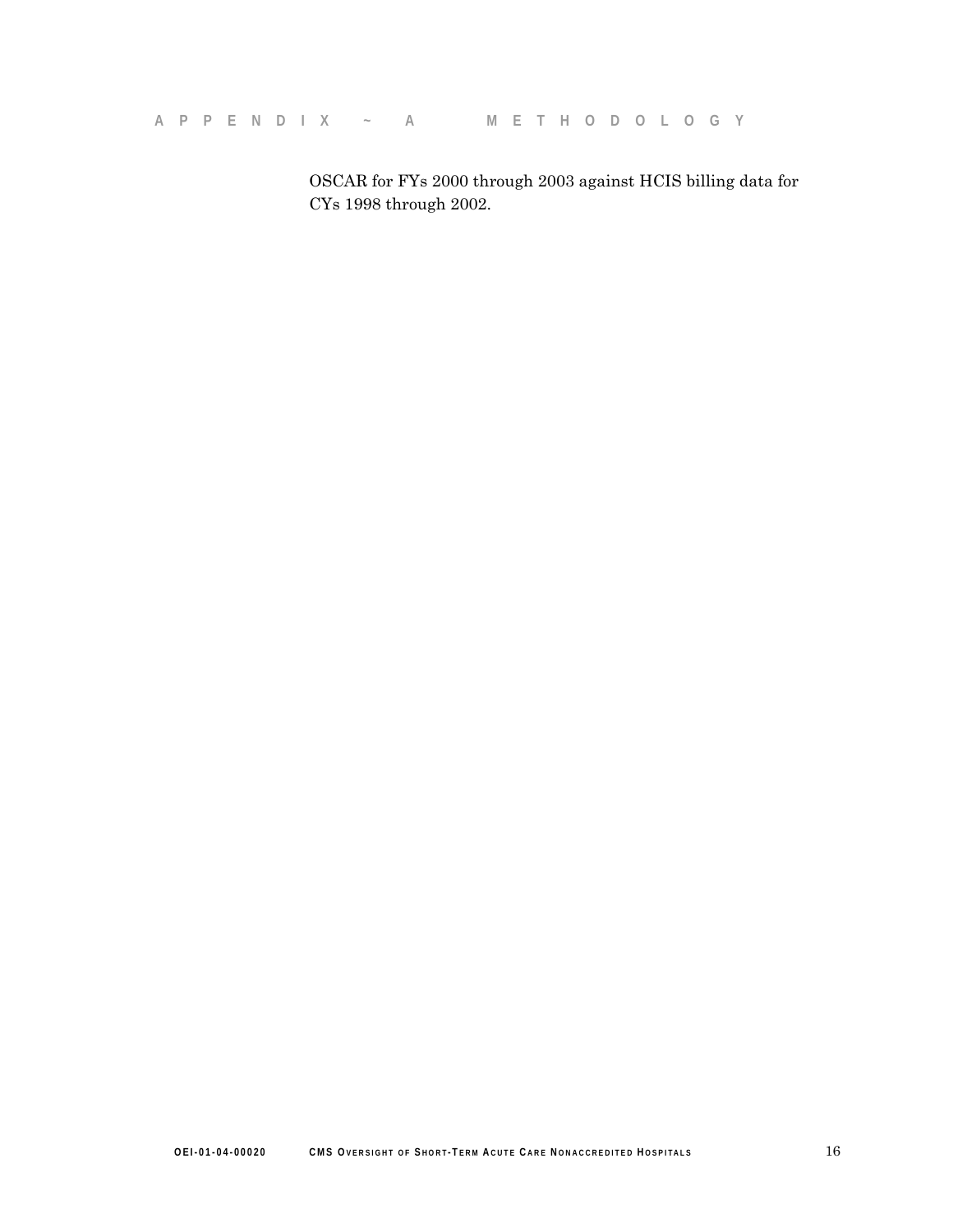OSCAR for FYs 2000 through 2003 against HCIS billing data for CYs 1998 through 2002.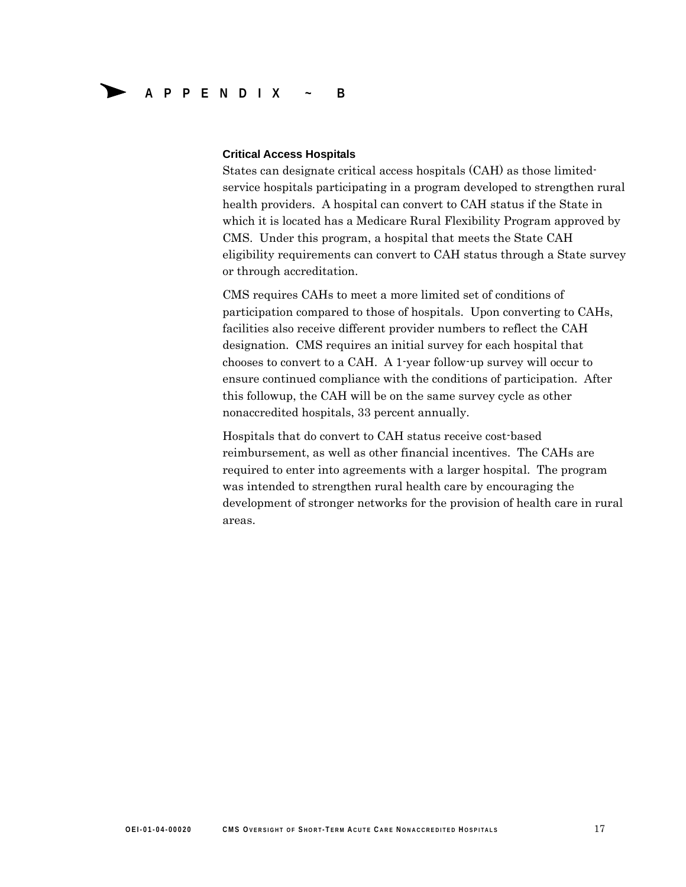# APPENDIX ~ B

### Critical Access Hospitals

States can designate critical access hospitals (CAH) as those limited-service hospitals participating in a program developed to strengthen rural health providers. A hospital can convert to CAH status if the State in which it is located has a Medicare Rural Flexibility Program approved by CMS. Under this program, a hospital that meets the State CAH eligibility requirements can convert to CAH status through a State survey or through accreditation.

CMS requires CAHs to meet a more limited set of conditions of participation compared to those of hospitals. Upon converting to CAHs, facilities also receive different provider numbers to reflect the CAH designation. CMS requires an initial survey for each hospital that chooses to convert to a CAH. A 1-year follow-up survey will occur to ensure continued compliance with the conditions of participation. After this followup, the CAH will be on the same survey cycle as other nonaccredited hospitals, 33 percent annually.

Hospitals that do convert to CAH status receive cost-based reimbursement, as well as other financial incentives. The CAHs are required to enter into agreements with a larger hospital. The program was intended to strengthen rural health care by encouraging the development of stronger networks for the provision of health care in rural areas.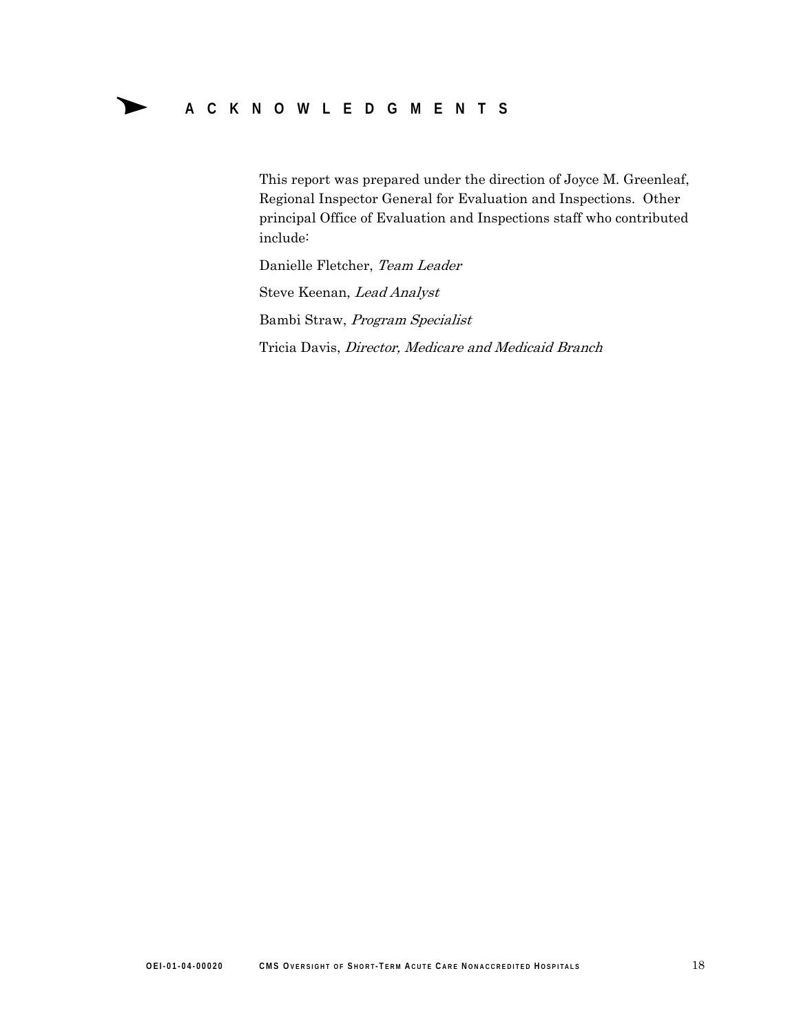# ACKNOWLEDGMENTS

This report was prepared under the direction of Joyce M. Greenleaf, Regional Inspector General for Evaluation and Inspections. Other principal Office of Evaluation and Inspections staff who contributed include:

Danielle Fletcher, *Team Leader*

Steve Keenan, *Lead Analyst*

Bambi Straw, *Program Specialist*

Tricia Davis, *Director, Medicare and Medicaid Branch*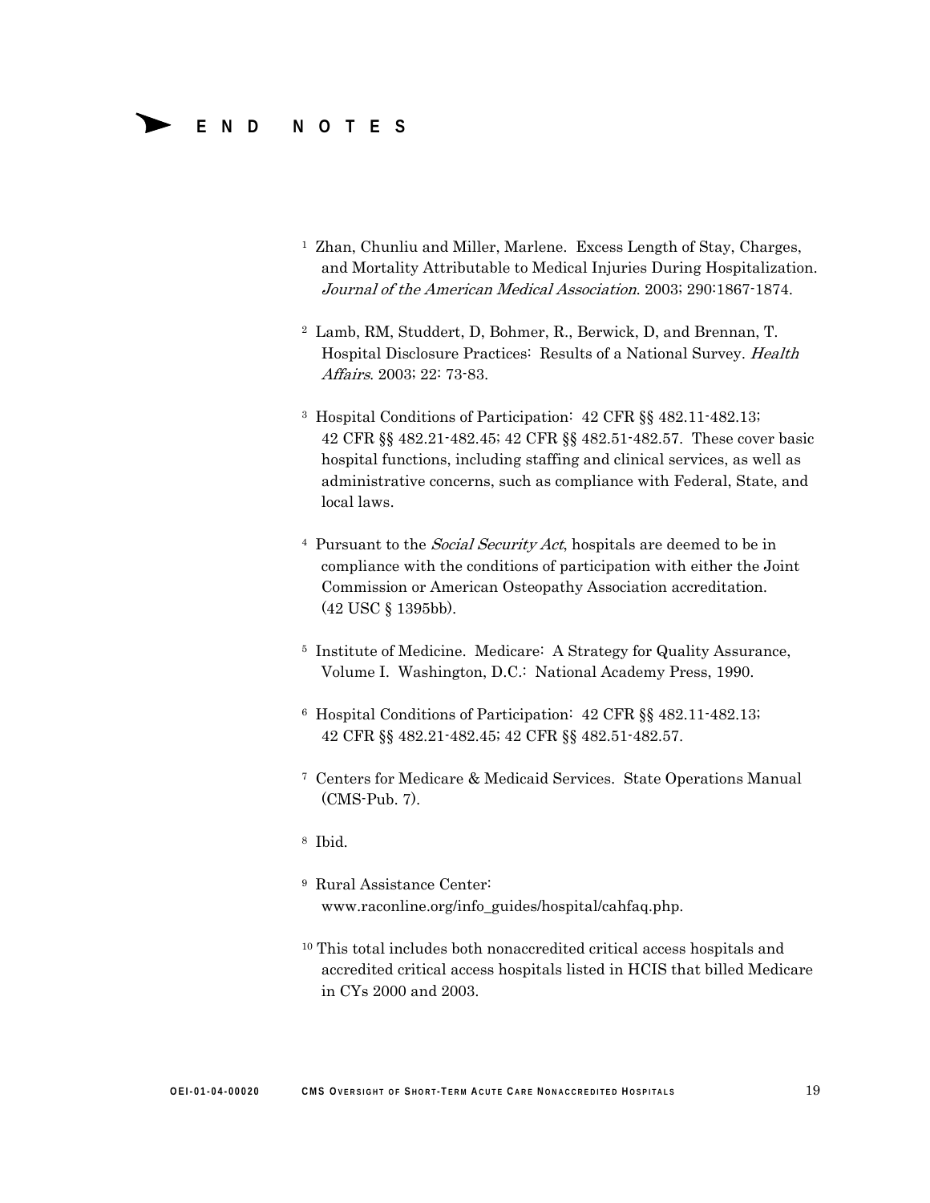# END NOTES

[1] Zhan, Chunliu and Miller, Marlene. Excess Length of Stay, Charges, and Mortality Attributable to Medical Injuries During Hospitalization. *Journal of the American Medical Association*. 2003; 290:1867-1874.

[2] Lamb, RM, Studdert, D, Bohmer, R., Berwick, D, and Brennan, T. Hospital Disclosure Practices: Results of a National Survey. *Health Affairs*. 2003; 22: 73-83.

[3] Hospital Conditions of Participation: 42 CFR §§ 482.11-482.13; 42 CFR §§ 482.21-482.45; 42 CFR §§ 482.51-482.57. These cover basic hospital functions, including staffing and clinical services, as well as administrative concerns, such as compliance with Federal, State, and local laws.

[4] Pursuant to the *Social Security Act*, hospitals are deemed to be in compliance with the conditions of participation with either the Joint Commission or American Osteopathy Association accreditation. (42 USC § 1395bb).

[5] Institute of Medicine. Medicare: A Strategy for Quality Assurance, Volume I. Washington, D.C.: National Academy Press, 1990.

[6] Hospital Conditions of Participation: 42 CFR §§ 482.11-482.13; 42 CFR §§ 482.21-482.45; 42 CFR §§ 482.51-482.57.

[7] Centers for Medicare & Medicaid Services. State Operations Manual (CMS-Pub. 7).

[8] Ibid.

[9] Rural Assistance Center: www.raconline.org/info_guides/hospital/cahfaq.php.

[10] This total includes both nonaccredited critical access hospitals and accredited critical access hospitals listed in HCIS that billed Medicare in CYs 2000 and 2003.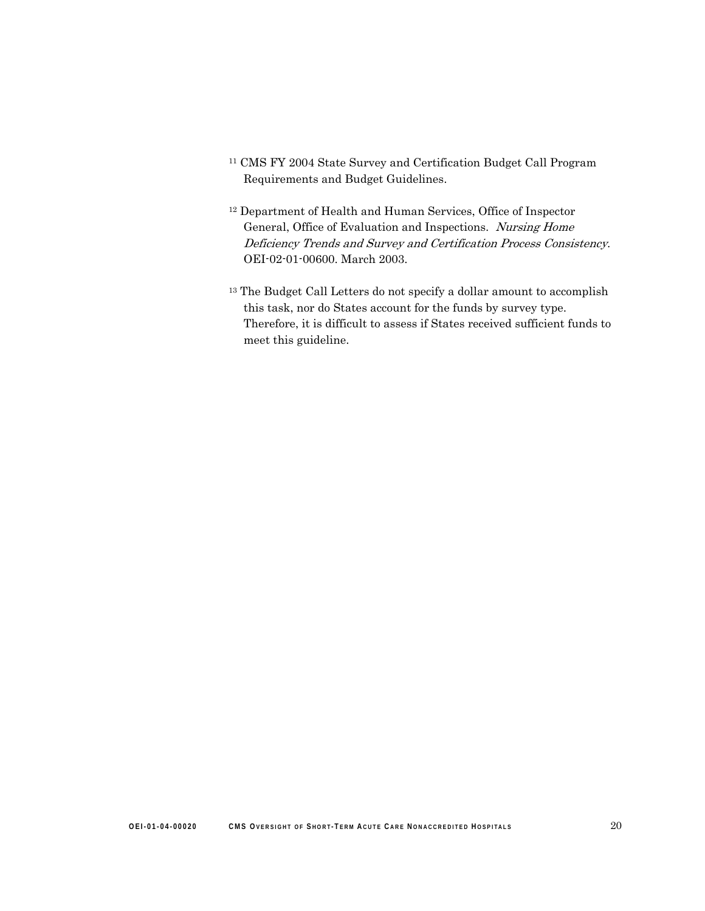[11] CMS FY 2004 State Survey and Certification Budget Call Program Requirements and Budget Guidelines.

[12] Department of Health and Human Services, Office of Inspector General, Office of Evaluation and Inspections. *Nursing Home Deficiency Trends and Survey and Certification Process Consistency*. OEI-02-01-00600. March 2003.

[13] The Budget Call Letters do not specify a dollar amount to accomplish this task, nor do States account for the funds by survey type. Therefore, it is difficult to assess if States received sufficient funds to meet this guideline.